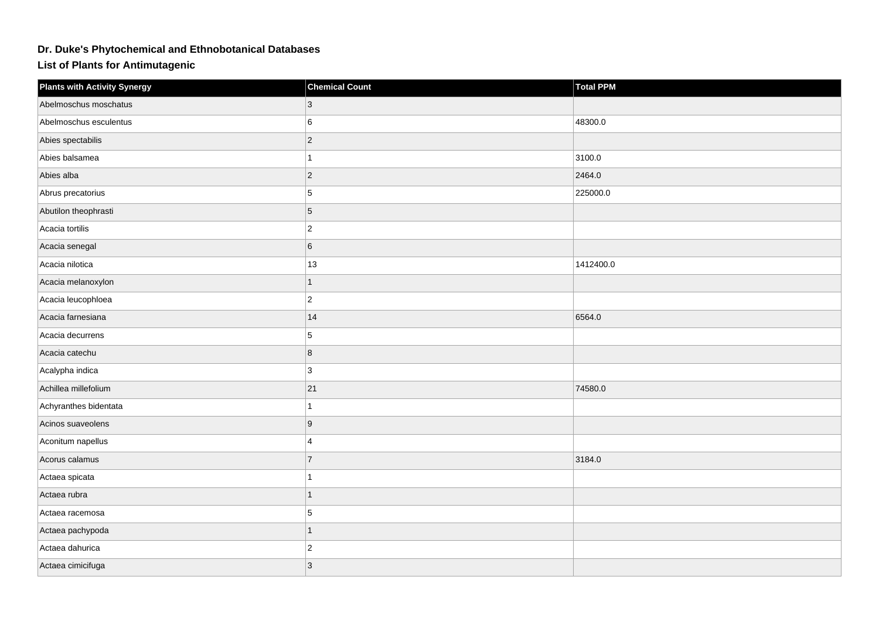# Dr. Duke's Phytochemical and Ethnobotanical Databases

## List of Plants for Antimutagenic

| Plants with Activity Synergy | Chemical Count | Total PPM |
| --- | --- | --- |
| Abelmoschus moschatus | 3 | |
| Abelmoschus esculentus | 6 | 48300.0 |
| Abies spectabilis | 2 | |
| Abies balsamea | 1 | 3100.0 |
| Abies alba | 2 | 2464.0 |
| Abrus precatorius | 5 | 225000.0 |
| Abutilon theophrasti | 5 | |
| Acacia tortilis | 2 | |
| Acacia senegal | 6 | |
| Acacia nilotica | 13 | 1412400.0 |
| Acacia melanoxylon | 1 | |
| Acacia leucophloea | 2 | |
| Acacia farnesiana | 14 | 6564.0 |
| Acacia decurrens | 5 | |
| Acacia catechu | 8 | |
| Acalypha indica | 3 | |
| Achillea millefolium | 21 | 74580.0 |
| Achyranthes bidentata | 1 | |
| Acinos suaveolens | 9 | |
| Aconitum napellus | 4 | |
| Acorus calamus | 7 | 3184.0 |
| Actaea spicata | 1 | |
| Actaea rubra | 1 | |
| Actaea racemosa | 5 | |
| Actaea pachypoda | 1 | |
| Actaea dahurica | 2 | |
| Actaea cimicifuga | 3 | |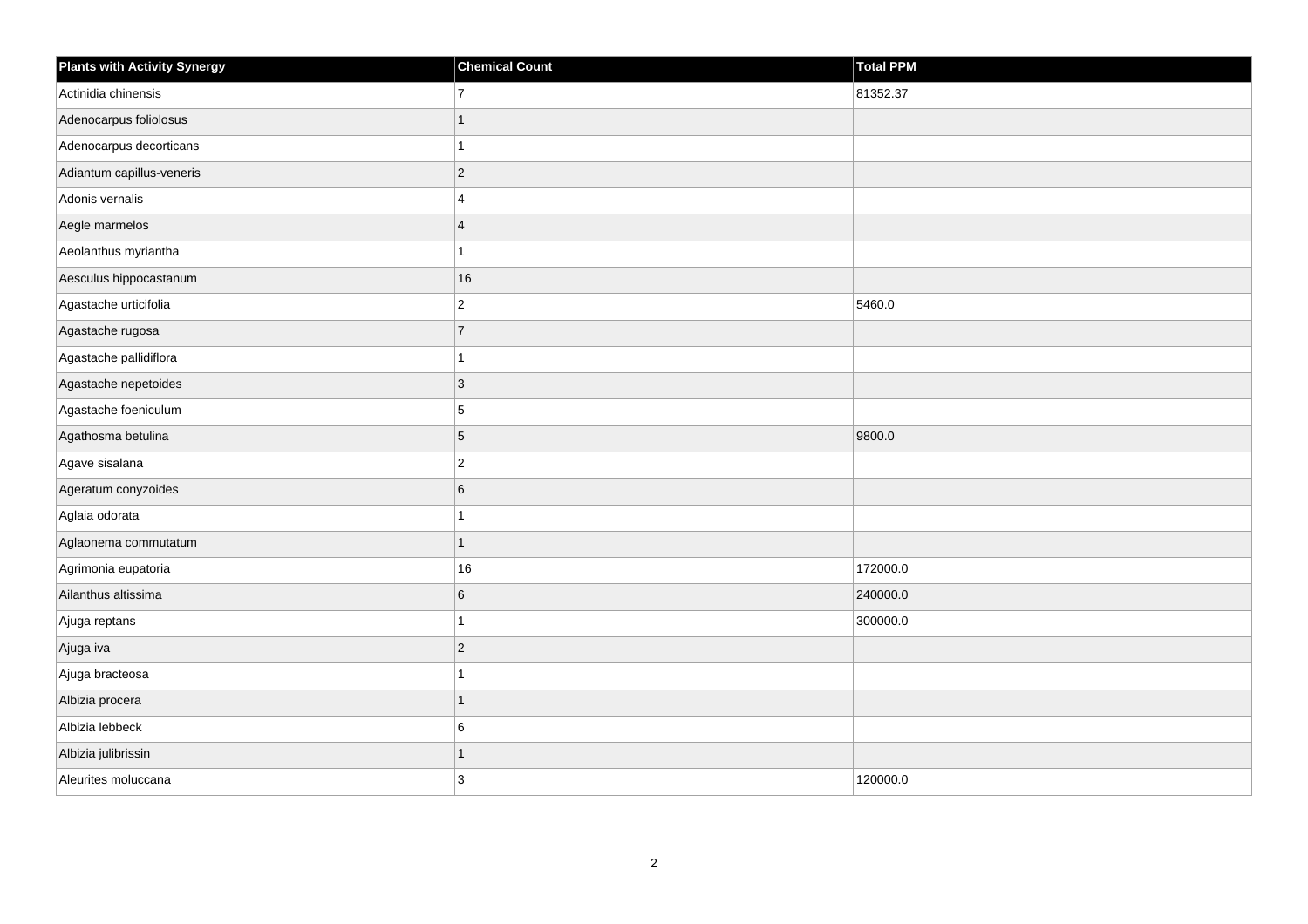| Plants with Activity Synergy | Chemical Count | Total PPM |
|---|---|---|
| Actinidia chinensis | 7 | 81352.37 |
| Adenocarpus foliolosus | 1 | |
| Adenocarpus decorticans | 1 | |
| Adiantum capillus-veneris | 2 | |
| Adonis vernalis | 4 | |
| Aegle marmelos | 4 | |
| Aeolanthus myriantha | 1 | |
| Aesculus hippocastanum | 16 | |
| Agastache urticifolia | 2 | 5460.0 |
| Agastache rugosa | 7 | |
| Agastache pallidiflora | 1 | |
| Agastache nepetoides | 3 | |
| Agastache foeniculum | 5 | |
| Agathosma betulina | 5 | 9800.0 |
| Agave sisalana | 2 | |
| Ageratum conyzoides | 6 | |
| Aglaia odorata | 1 | |
| Aglaonema commutatum | 1 | |
| Agrimonia eupatoria | 16 | 172000.0 |
| Ailanthus altissima | 6 | 240000.0 |
| Ajuga reptans | 1 | 300000.0 |
| Ajuga iva | 2 | |
| Ajuga bracteosa | 1 | |
| Albizia procera | 1 | |
| Albizia lebbeck | 6 | |
| Albizia julibrissin | 1 | |
| Aleurites moluccana | 3 | 120000.0 |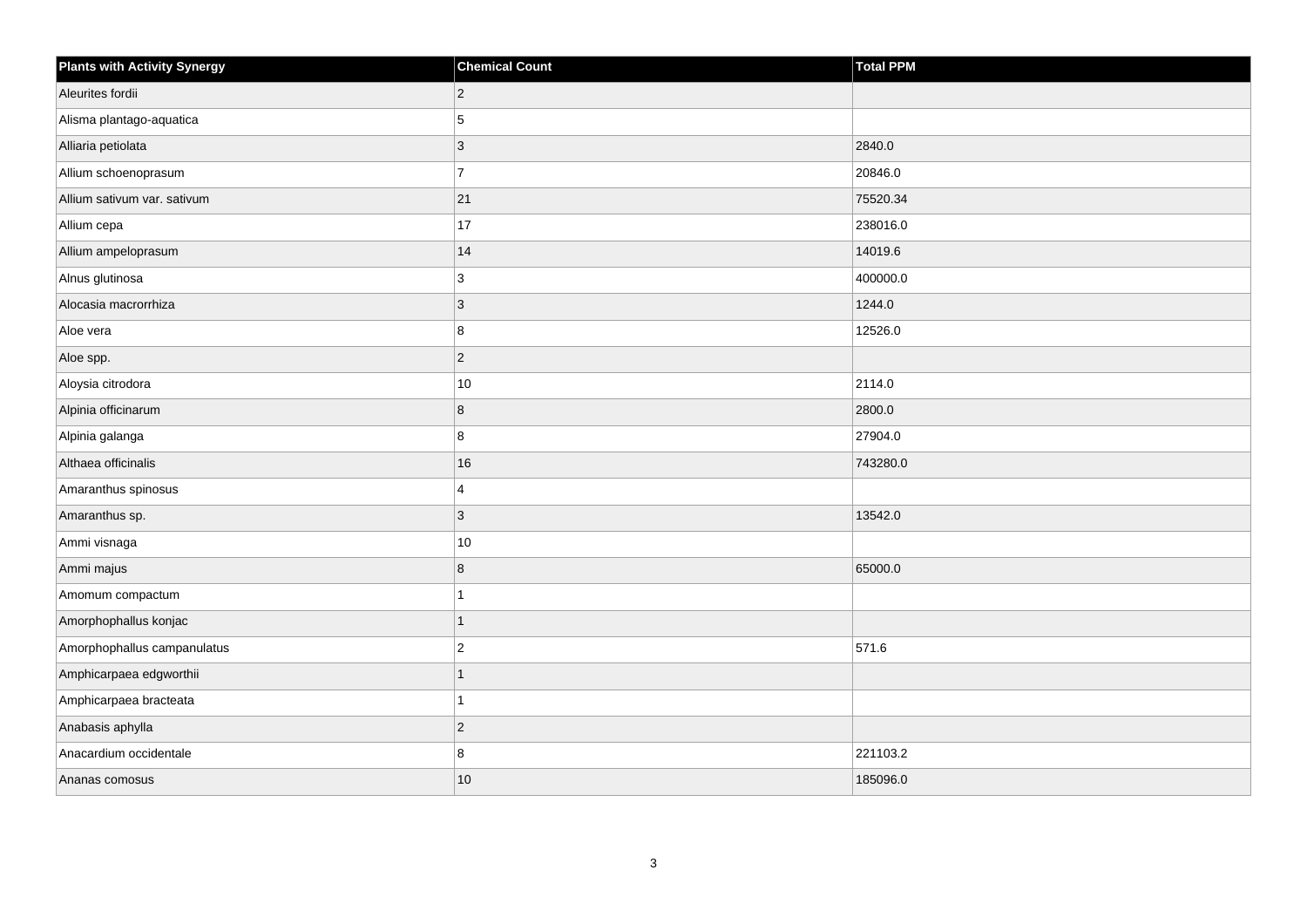| Plants with Activity Synergy | Chemical Count | Total PPM |
| --- | --- | --- |
| Aleurites fordii | 2 | |
| Alisma plantago-aquatica | 5 | |
| Alliaria petiolata | 3 | 2840.0 |
| Allium schoenoprasum | 7 | 20846.0 |
| Allium sativum var. sativum | 21 | 75520.34 |
| Allium cepa | 17 | 238016.0 |
| Allium ampeloprasum | 14 | 14019.6 |
| Alnus glutinosa | 3 | 400000.0 |
| Alocasia macrorrhiza | 3 | 1244.0 |
| Aloe vera | 8 | 12526.0 |
| Aloe spp. | 2 | |
| Aloysia citrodora | 10 | 2114.0 |
| Alpinia officinarum | 8 | 2800.0 |
| Alpinia galanga | 8 | 27904.0 |
| Althaea officinalis | 16 | 743280.0 |
| Amaranthus spinosus | 4 | |
| Amaranthus sp. | 3 | 13542.0 |
| Ammi visnaga | 10 | |
| Ammi majus | 8 | 65000.0 |
| Amomum compactum | 1 | |
| Amorphophallus konjac | 1 | |
| Amorphophallus campanulatus | 2 | 571.6 |
| Amphicarpaea edgworthii | 1 | |
| Amphicarpaea bracteata | 1 | |
| Anabasis aphylla | 2 | |
| Anacardium occidentale | 8 | 221103.2 |
| Ananas comosus | 10 | 185096.0 |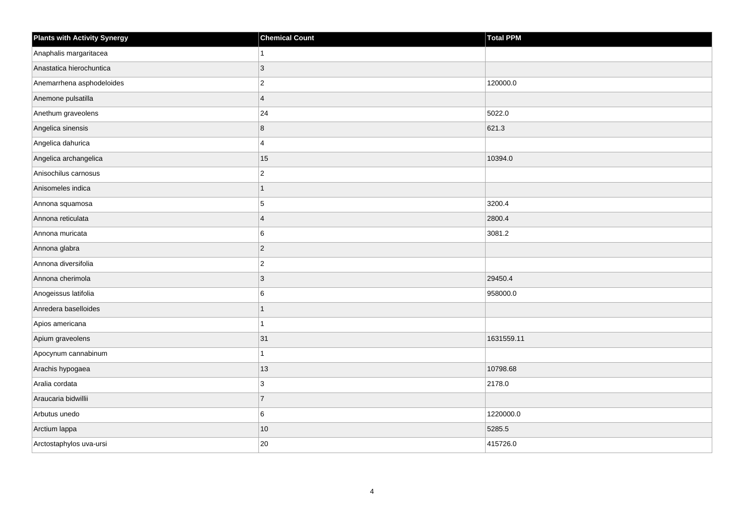| Plants with Activity Synergy | Chemical Count | Total PPM |
| --- | --- | --- |
| Anaphalis margaritacea | 1 | |
| Anastatica hierochuntica | 3 | |
| Anemarrhena asphodeloides | 2 | 120000.0 |
| Anemone pulsatilla | 4 | |
| Anethum graveolens | 24 | 5022.0 |
| Angelica sinensis | 8 | 621.3 |
| Angelica dahurica | 4 | |
| Angelica archangelica | 15 | 10394.0 |
| Anisochilus carnosus | 2 | |
| Anisomeles indica | 1 | |
| Annona squamosa | 5 | 3200.4 |
| Annona reticulata | 4 | 2800.4 |
| Annona muricata | 6 | 3081.2 |
| Annona glabra | 2 | |
| Annona diversifolia | 2 | |
| Annona cherimola | 3 | 29450.4 |
| Anogeissus latifolia | 6 | 958000.0 |
| Anredera baselloides | 1 | |
| Apios americana | 1 | |
| Apium graveolens | 31 | 1631559.11 |
| Apocynum cannabinum | 1 | |
| Arachis hypogaea | 13 | 10798.68 |
| Aralia cordata | 3 | 2178.0 |
| Araucaria bidwillii | 7 | |
| Arbutus unedo | 6 | 1220000.0 |
| Arctium lappa | 10 | 5285.5 |
| Arctostaphylos uva-ursi | 20 | 415726.0 |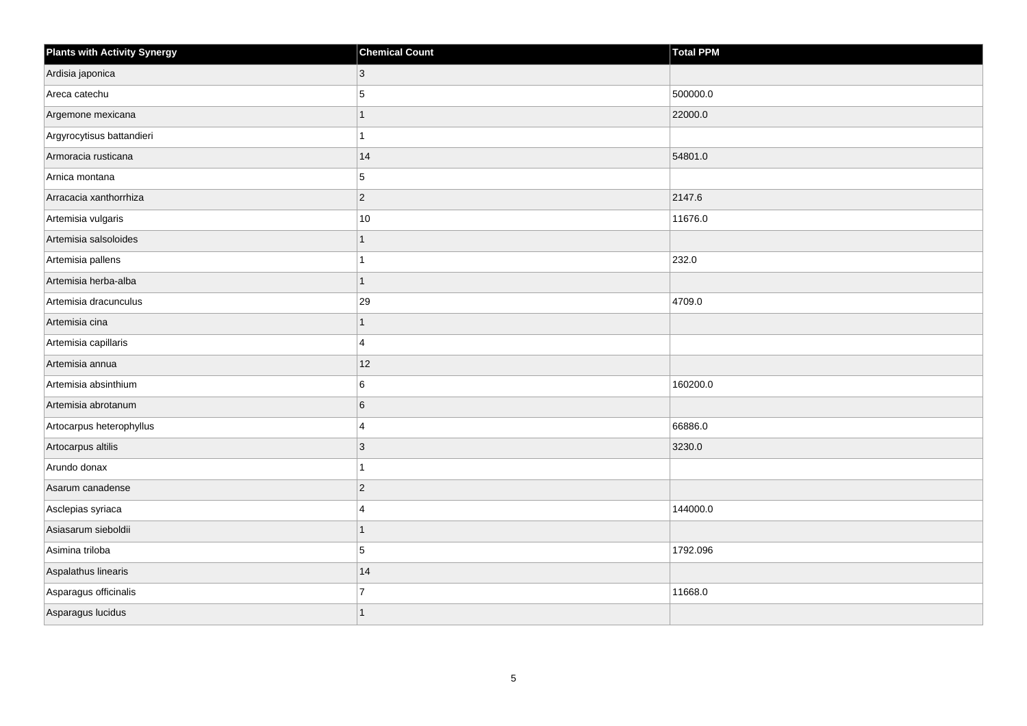| Plants with Activity Synergy | Chemical Count | Total PPM |
|---|---|---|
| Ardisia japonica | 3 | |
| Areca catechu | 5 | 500000.0 |
| Argemone mexicana | 1 | 22000.0 |
| Argyrocytisus battandieri | 1 | |
| Armoracia rusticana | 14 | 54801.0 |
| Arnica montana | 5 | |
| Arracacia xanthorrhiza | 2 | 2147.6 |
| Artemisia vulgaris | 10 | 11676.0 |
| Artemisia salsoloides | 1 | |
| Artemisia pallens | 1 | 232.0 |
| Artemisia herba-alba | 1 | |
| Artemisia dracunculus | 29 | 4709.0 |
| Artemisia cina | 1 | |
| Artemisia capillaris | 4 | |
| Artemisia annua | 12 | |
| Artemisia absinthium | 6 | 160200.0 |
| Artemisia abrotanum | 6 | |
| Artocarpus heterophyllus | 4 | 66886.0 |
| Artocarpus altilis | 3 | 3230.0 |
| Arundo donax | 1 | |
| Asarum canadense | 2 | |
| Asclepias syriaca | 4 | 144000.0 |
| Asiasarum sieboldii | 1 | |
| Asimina triloba | 5 | 1792.096 |
| Aspalathus linearis | 14 | |
| Asparagus officinalis | 7 | 11668.0 |
| Asparagus lucidus | 1 | |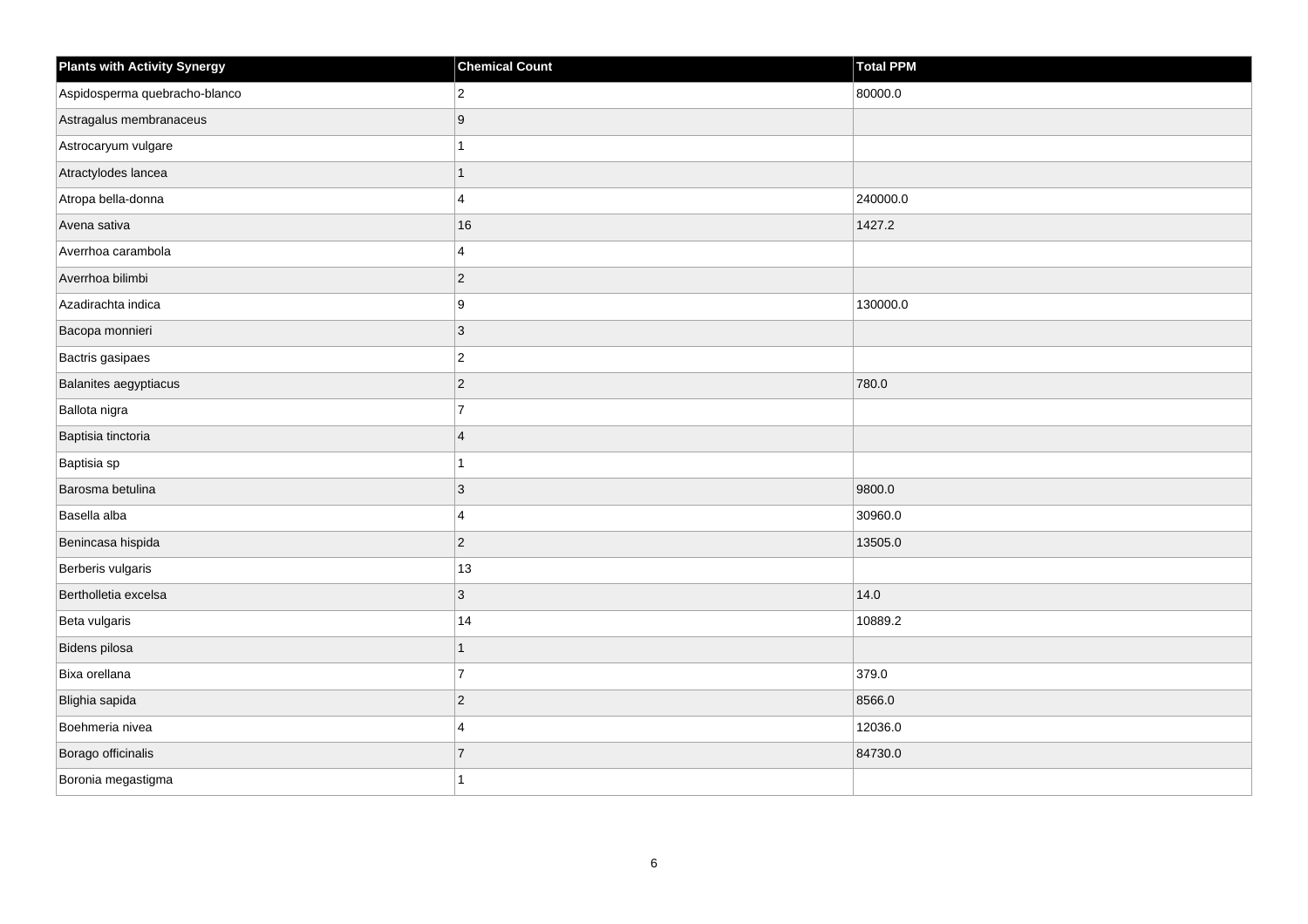| Plants with Activity Synergy | Chemical Count | Total PPM |
| --- | --- | --- |
| Aspidosperma quebracho-blanco | 2 | 80000.0 |
| Astragalus membranaceus | 9 | |
| Astrocaryum vulgare | 1 | |
| Atractylodes lancea | 1 | |
| Atropa bella-donna | 4 | 240000.0 |
| Avena sativa | 16 | 1427.2 |
| Averrhoa carambola | 4 | |
| Averrhoa bilimbi | 2 | |
| Azadirachta indica | 9 | 130000.0 |
| Bacopa monnieri | 3 | |
| Bactris gasipaes | 2 | |
| Balanites aegyptiacus | 2 | 780.0 |
| Ballota nigra | 7 | |
| Baptisia tinctoria | 4 | |
| Baptisia sp | 1 | |
| Barosma betulina | 3 | 9800.0 |
| Basella alba | 4 | 30960.0 |
| Benincasa hispida | 2 | 13505.0 |
| Berberis vulgaris | 13 | |
| Bertholletia excelsa | 3 | 14.0 |
| Beta vulgaris | 14 | 10889.2 |
| Bidens pilosa | 1 | |
| Bixa orellana | 7 | 379.0 |
| Blighia sapida | 2 | 8566.0 |
| Boehmeria nivea | 4 | 12036.0 |
| Borago officinalis | 7 | 84730.0 |
| Boronia megastigma | 1 | |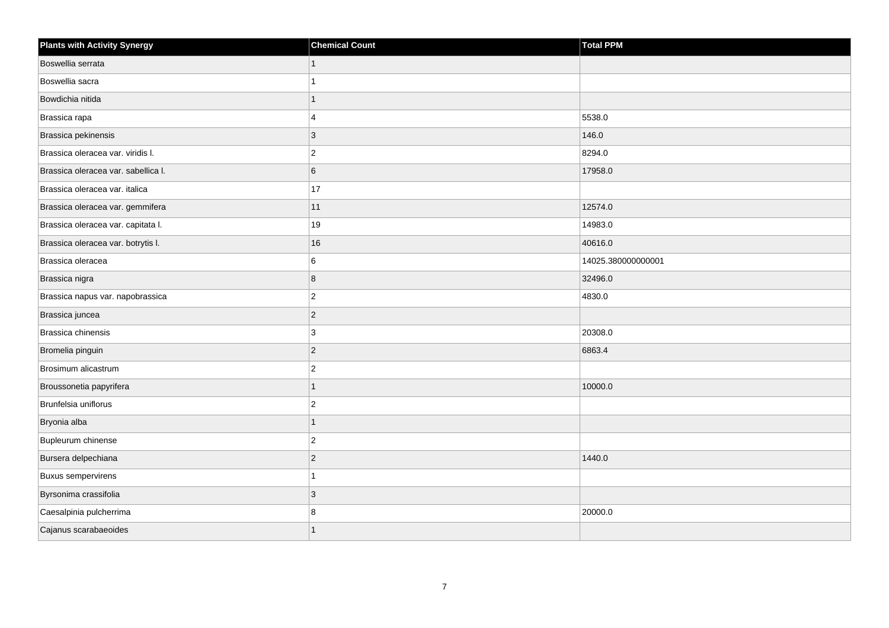| Plants with Activity Synergy | Chemical Count | Total PPM |
| --- | --- | --- |
| Boswellia serrata | 1 | |
| Boswellia sacra | 1 | |
| Bowdichia nitida | 1 | |
| Brassica rapa | 4 | 5538.0 |
| Brassica pekinensis | 3 | 146.0 |
| Brassica oleracea var. viridis l. | 2 | 8294.0 |
| Brassica oleracea var. sabellica l. | 6 | 17958.0 |
| Brassica oleracea var. italica | 17 | |
| Brassica oleracea var. gemmifera | 11 | 12574.0 |
| Brassica oleracea var. capitata l. | 19 | 14983.0 |
| Brassica oleracea var. botrytis l. | 16 | 40616.0 |
| Brassica oleracea | 6 | 14025.380000000001 |
| Brassica nigra | 8 | 32496.0 |
| Brassica napus var. napobrassica | 2 | 4830.0 |
| Brassica juncea | 2 | |
| Brassica chinensis | 3 | 20308.0 |
| Bromelia pinguin | 2 | 6863.4 |
| Brosimum alicastrum | 2 | |
| Broussonetia papyrifera | 1 | 10000.0 |
| Brunfelsia uniflorus | 2 | |
| Bryonia alba | 1 | |
| Bupleurum chinense | 2 | |
| Bursera delpechiana | 2 | 1440.0 |
| Buxus sempervirens | 1 | |
| Byrsonima crassifolia | 3 | |
| Caesalpinia pulcherrima | 8 | 20000.0 |
| Cajanus scarabaeoides | 1 | |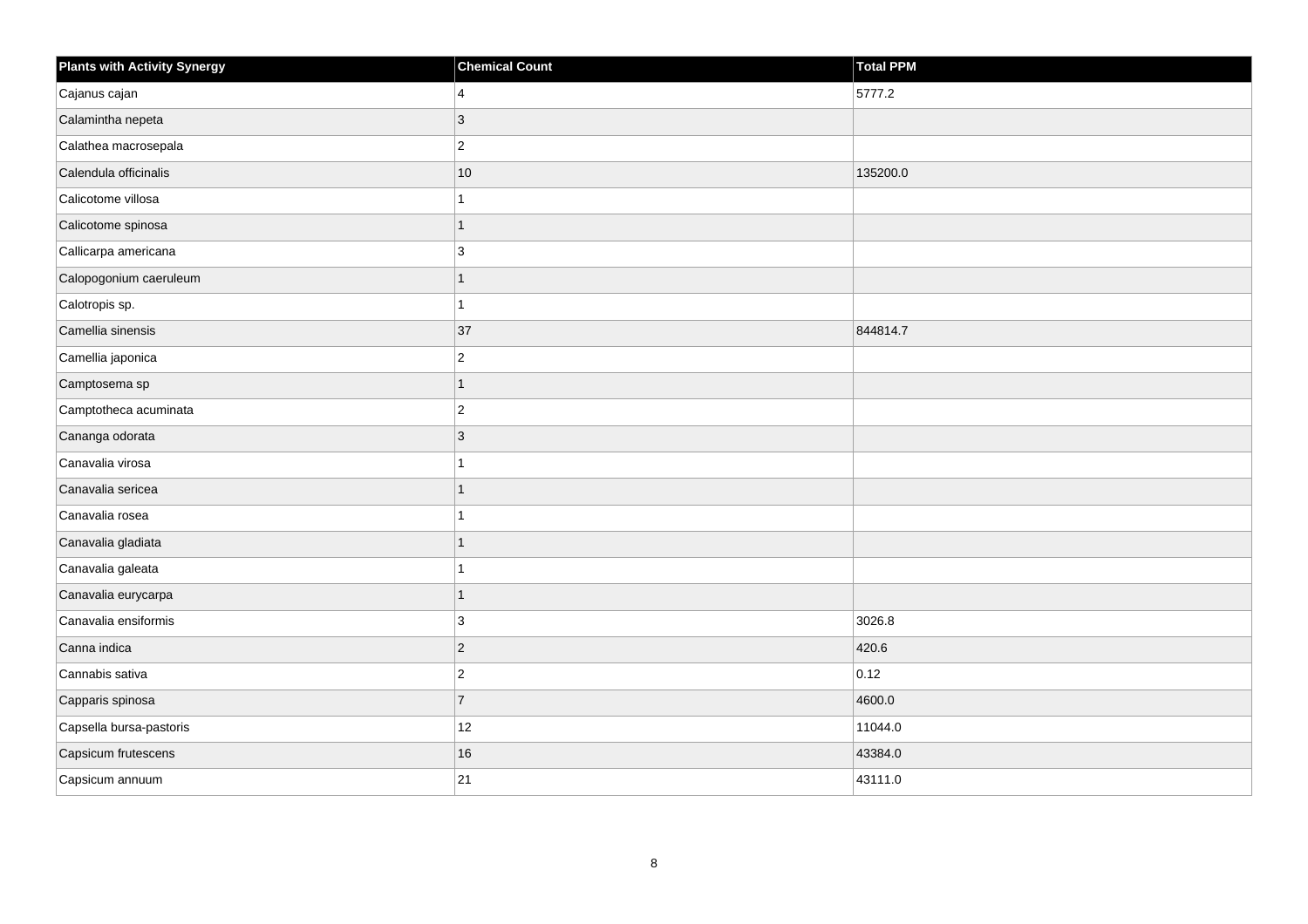| Plants with Activity Synergy | Chemical Count | Total PPM |
| --- | --- | --- |
| Cajanus cajan | 4 | 5777.2 |
| Calamintha nepeta | 3 | |
| Calathea macrosepala | 2 | |
| Calendula officinalis | 10 | 135200.0 |
| Calicotome villosa | 1 | |
| Calicotome spinosa | 1 | |
| Callicarpa americana | 3 | |
| Calopogonium caeruleum | 1 | |
| Calotropis sp. | 1 | |
| Camellia sinensis | 37 | 844814.7 |
| Camellia japonica | 2 | |
| Camptosema sp | 1 | |
| Camptotheca acuminata | 2 | |
| Cananga odorata | 3 | |
| Canavalia virosa | 1 | |
| Canavalia sericea | 1 | |
| Canavalia rosea | 1 | |
| Canavalia gladiata | 1 | |
| Canavalia galeata | 1 | |
| Canavalia eurycarpa | 1 | |
| Canavalia ensiformis | 3 | 3026.8 |
| Canna indica | 2 | 420.6 |
| Cannabis sativa | 2 | 0.12 |
| Capparis spinosa | 7 | 4600.0 |
| Capsella bursa-pastoris | 12 | 11044.0 |
| Capsicum frutescens | 16 | 43384.0 |
| Capsicum annuum | 21 | 43111.0 |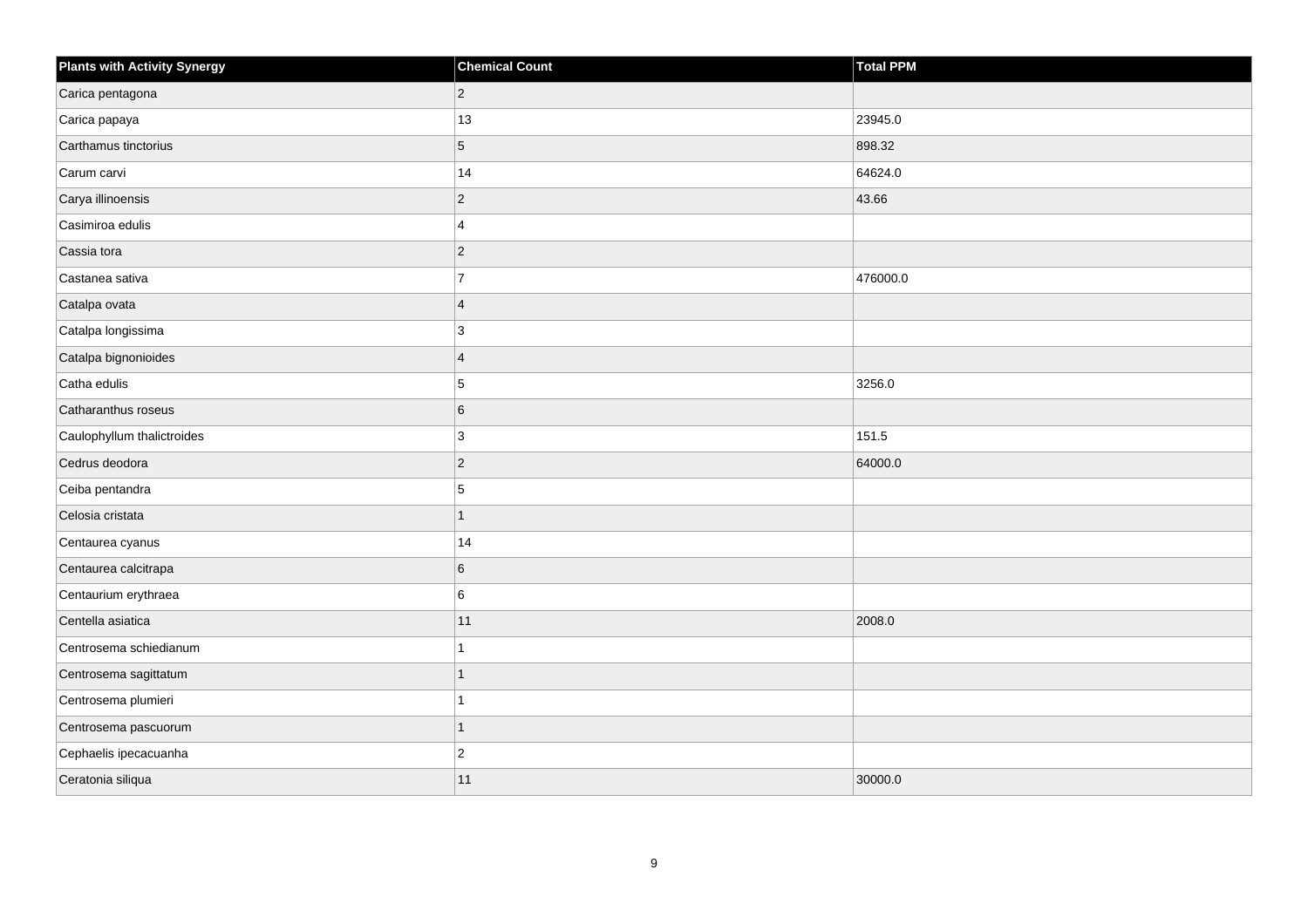| Plants with Activity Synergy | Chemical Count | Total PPM |
| --- | --- | --- |
| Carica pentagona | 2 | |
| Carica papaya | 13 | 23945.0 |
| Carthamus tinctorius | 5 | 898.32 |
| Carum carvi | 14 | 64624.0 |
| Carya illinoensis | 2 | 43.66 |
| Casimiroa edulis | 4 | |
| Cassia tora | 2 | |
| Castanea sativa | 7 | 476000.0 |
| Catalpa ovata | 4 | |
| Catalpa longissima | 3 | |
| Catalpa bignonioides | 4 | |
| Catha edulis | 5 | 3256.0 |
| Catharanthus roseus | 6 | |
| Caulophyllum thalictroides | 3 | 151.5 |
| Cedrus deodora | 2 | 64000.0 |
| Ceiba pentandra | 5 | |
| Celosia cristata | 1 | |
| Centaurea cyanus | 14 | |
| Centaurea calcitrapa | 6 | |
| Centaurium erythraea | 6 | |
| Centella asiatica | 11 | 2008.0 |
| Centrosema schiedianum | 1 | |
| Centrosema sagittatum | 1 | |
| Centrosema plumieri | 1 | |
| Centrosema pascuorum | 1 | |
| Cephaelis ipecacuanha | 2 | |
| Ceratonia siliqua | 11 | 30000.0 |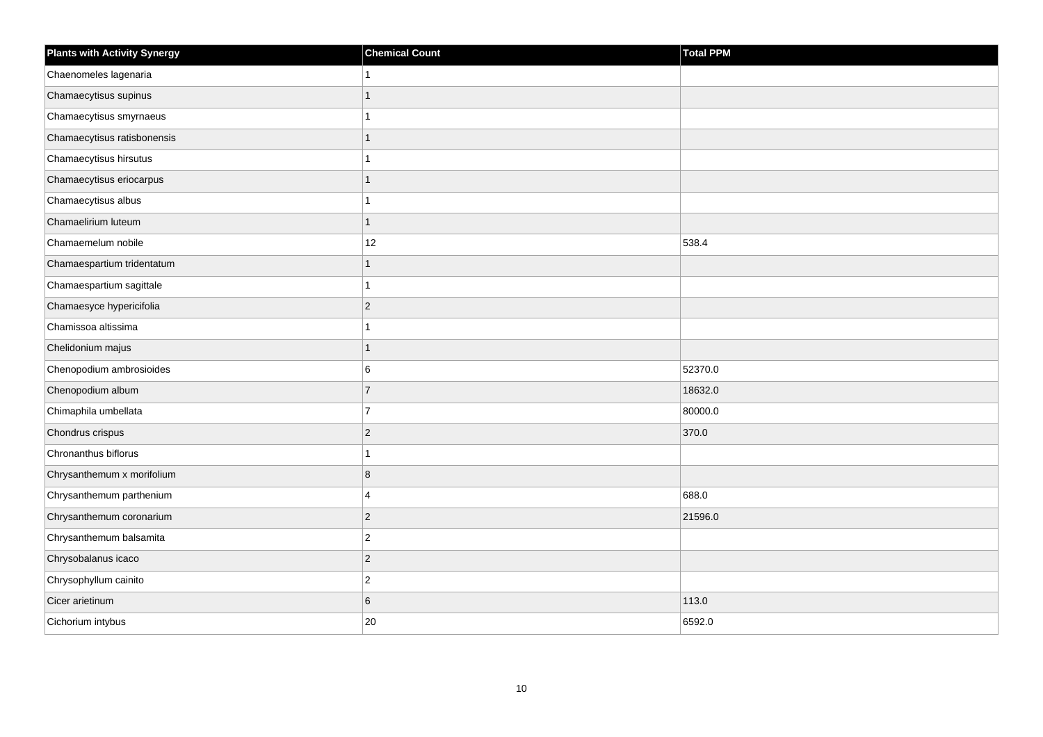| Plants with Activity Synergy | Chemical Count | Total PPM |
| --- | --- | --- |
| Chaenomeles lagenaria | 1 | |
| Chamaecytisus supinus | 1 | |
| Chamaecytisus smyrnaeus | 1 | |
| Chamaecytisus ratisbonensis | 1 | |
| Chamaecytisus hirsutus | 1 | |
| Chamaecytisus eriocarpus | 1 | |
| Chamaecytisus albus | 1 | |
| Chamaelirium luteum | 1 | |
| Chamaemelum nobile | 12 | 538.4 |
| Chamaespartium tridentatum | 1 | |
| Chamaespartium sagittale | 1 | |
| Chamaesyce hypericifolia | 2 | |
| Chamissoa altissima | 1 | |
| Chelidonium majus | 1 | |
| Chenopodium ambrosioides | 6 | 52370.0 |
| Chenopodium album | 7 | 18632.0 |
| Chimaphila umbellata | 7 | 80000.0 |
| Chondrus crispus | 2 | 370.0 |
| Chronanthus biflorus | 1 | |
| Chrysanthemum x morifolium | 8 | |
| Chrysanthemum parthenium | 4 | 688.0 |
| Chrysanthemum coronarium | 2 | 21596.0 |
| Chrysanthemum balsamita | 2 | |
| Chrysobalanus icaco | 2 | |
| Chrysophyllum cainito | 2 | |
| Cicer arietinum | 6 | 113.0 |
| Cichorium intybus | 20 | 6592.0 |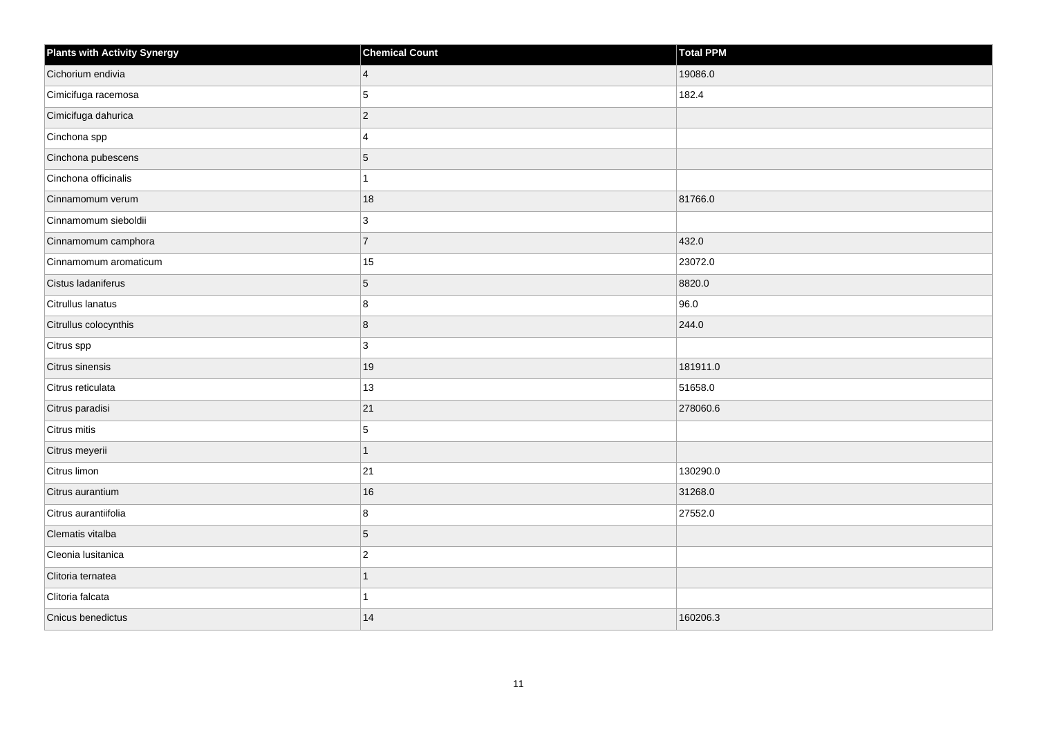| Plants with Activity Synergy | Chemical Count | Total PPM |
| --- | --- | --- |
| Cichorium endivia | 4 | 19086.0 |
| Cimicifuga racemosa | 5 | 182.4 |
| Cimicifuga dahurica | 2 | |
| Cinchona spp | 4 | |
| Cinchona pubescens | 5 | |
| Cinchona officinalis | 1 | |
| Cinnamomum verum | 18 | 81766.0 |
| Cinnamomum sieboldii | 3 | |
| Cinnamomum camphora | 7 | 432.0 |
| Cinnamomum aromaticum | 15 | 23072.0 |
| Cistus ladaniferus | 5 | 8820.0 |
| Citrullus lanatus | 8 | 96.0 |
| Citrullus colocynthis | 8 | 244.0 |
| Citrus spp | 3 | |
| Citrus sinensis | 19 | 181911.0 |
| Citrus reticulata | 13 | 51658.0 |
| Citrus paradisi | 21 | 278060.6 |
| Citrus mitis | 5 | |
| Citrus meyerii | 1 | |
| Citrus limon | 21 | 130290.0 |
| Citrus aurantium | 16 | 31268.0 |
| Citrus aurantiifolia | 8 | 27552.0 |
| Clematis vitalba | 5 | |
| Cleonia lusitanica | 2 | |
| Clitoria ternatea | 1 | |
| Clitoria falcata | 1 | |
| Cnicus benedictus | 14 | 160206.3 |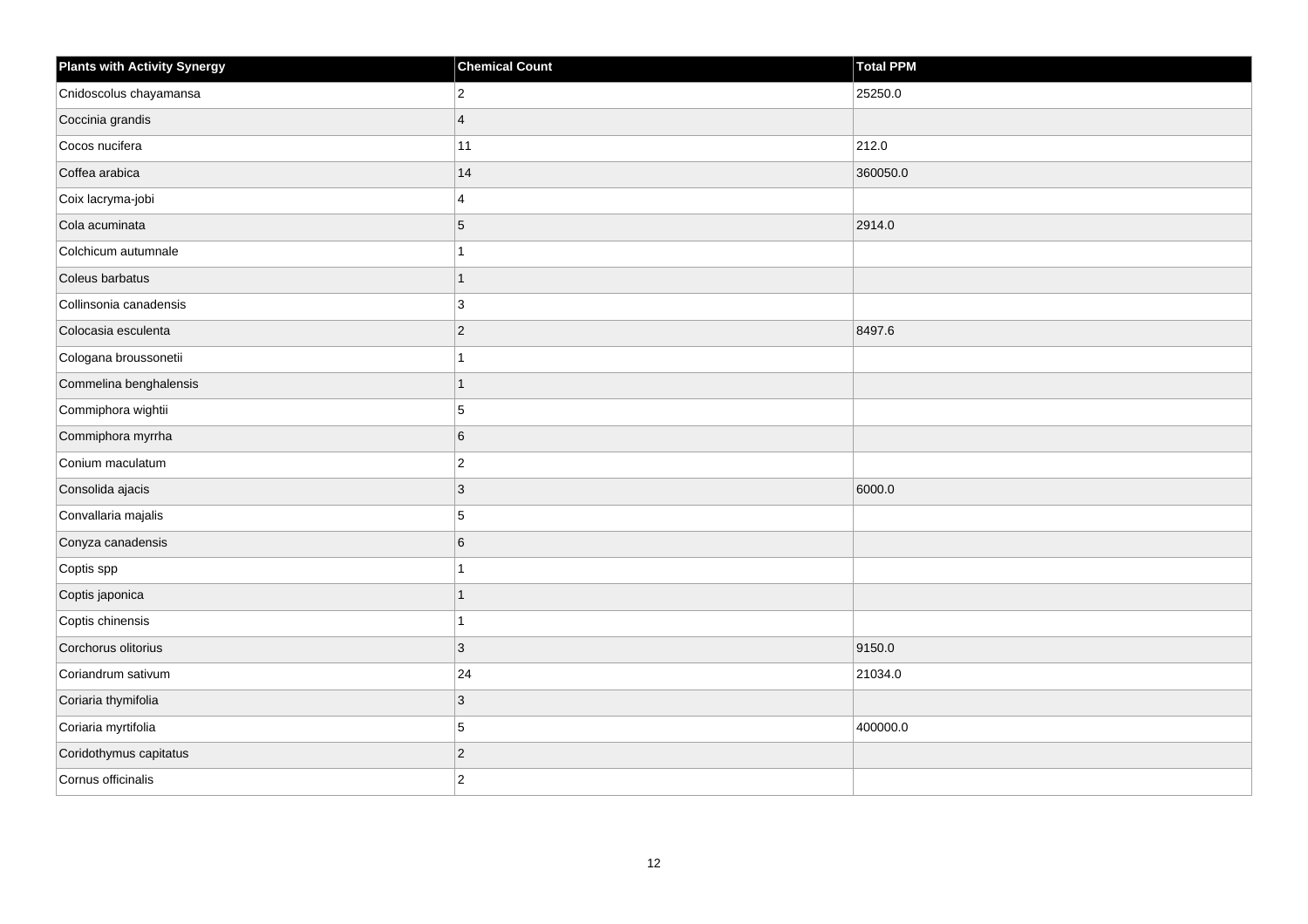| Plants with Activity Synergy | Chemical Count | Total PPM |
| --- | --- | --- |
| Cnidoscolus chayamansa | 2 | 25250.0 |
| Coccinia grandis | 4 | |
| Cocos nucifera | 11 | 212.0 |
| Coffea arabica | 14 | 360050.0 |
| Coix lacryma-jobi | 4 | |
| Cola acuminata | 5 | 2914.0 |
| Colchicum autumnale | 1 | |
| Coleus barbatus | 1 | |
| Collinsonia canadensis | 3 | |
| Colocasia esculenta | 2 | 8497.6 |
| Cologana broussonetii | 1 | |
| Commelina benghalensis | 1 | |
| Commiphora wightii | 5 | |
| Commiphora myrrha | 6 | |
| Conium maculatum | 2 | |
| Consolida ajacis | 3 | 6000.0 |
| Convallaria majalis | 5 | |
| Conyza canadensis | 6 | |
| Coptis spp | 1 | |
| Coptis japonica | 1 | |
| Coptis chinensis | 1 | |
| Corchorus olitorius | 3 | 9150.0 |
| Coriandrum sativum | 24 | 21034.0 |
| Coriaria thymifolia | 3 | |
| Coriaria myrtifolia | 5 | 400000.0 |
| Coridothymus capitatus | 2 | |
| Cornus officinalis | 2 | |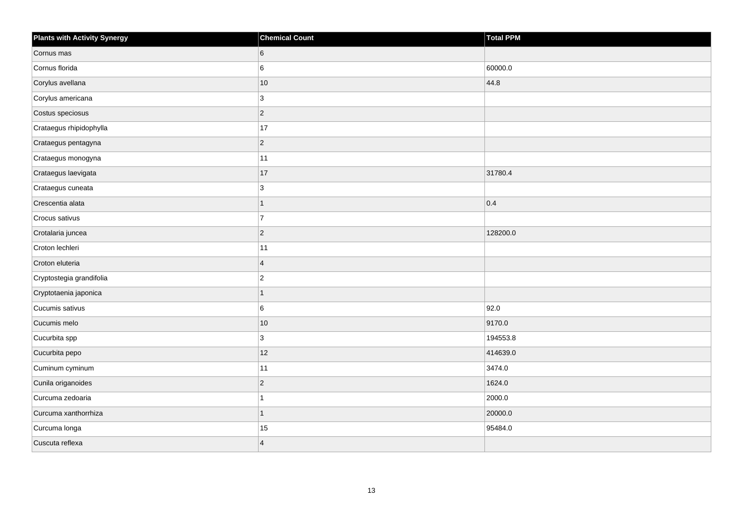| Plants with Activity Synergy | Chemical Count | Total PPM |
|---|---|---|
| Cornus mas | 6 | |
| Cornus florida | 6 | 60000.0 |
| Corylus avellana | 10 | 44.8 |
| Corylus americana | 3 | |
| Costus speciosus | 2 | |
| Crataegus rhipidophylla | 17 | |
| Crataegus pentagyna | 2 | |
| Crataegus monogyna | 11 | |
| Crataegus laevigata | 17 | 31780.4 |
| Crataegus cuneata | 3 | |
| Crescentia alata | 1 | 0.4 |
| Crocus sativus | 7 | |
| Crotalaria juncea | 2 | 128200.0 |
| Croton lechleri | 11 | |
| Croton eluteria | 4 | |
| Cryptostegia grandifolia | 2 | |
| Cryptotaenia japonica | 1 | |
| Cucumis sativus | 6 | 92.0 |
| Cucumis melo | 10 | 9170.0 |
| Cucurbita spp | 3 | 194553.8 |
| Cucurbita pepo | 12 | 414639.0 |
| Cuminum cyminum | 11 | 3474.0 |
| Cunila origanoides | 2 | 1624.0 |
| Curcuma zedoaria | 1 | 2000.0 |
| Curcuma xanthorrhiza | 1 | 20000.0 |
| Curcuma longa | 15 | 95484.0 |
| Cuscuta reflexa | 4 | |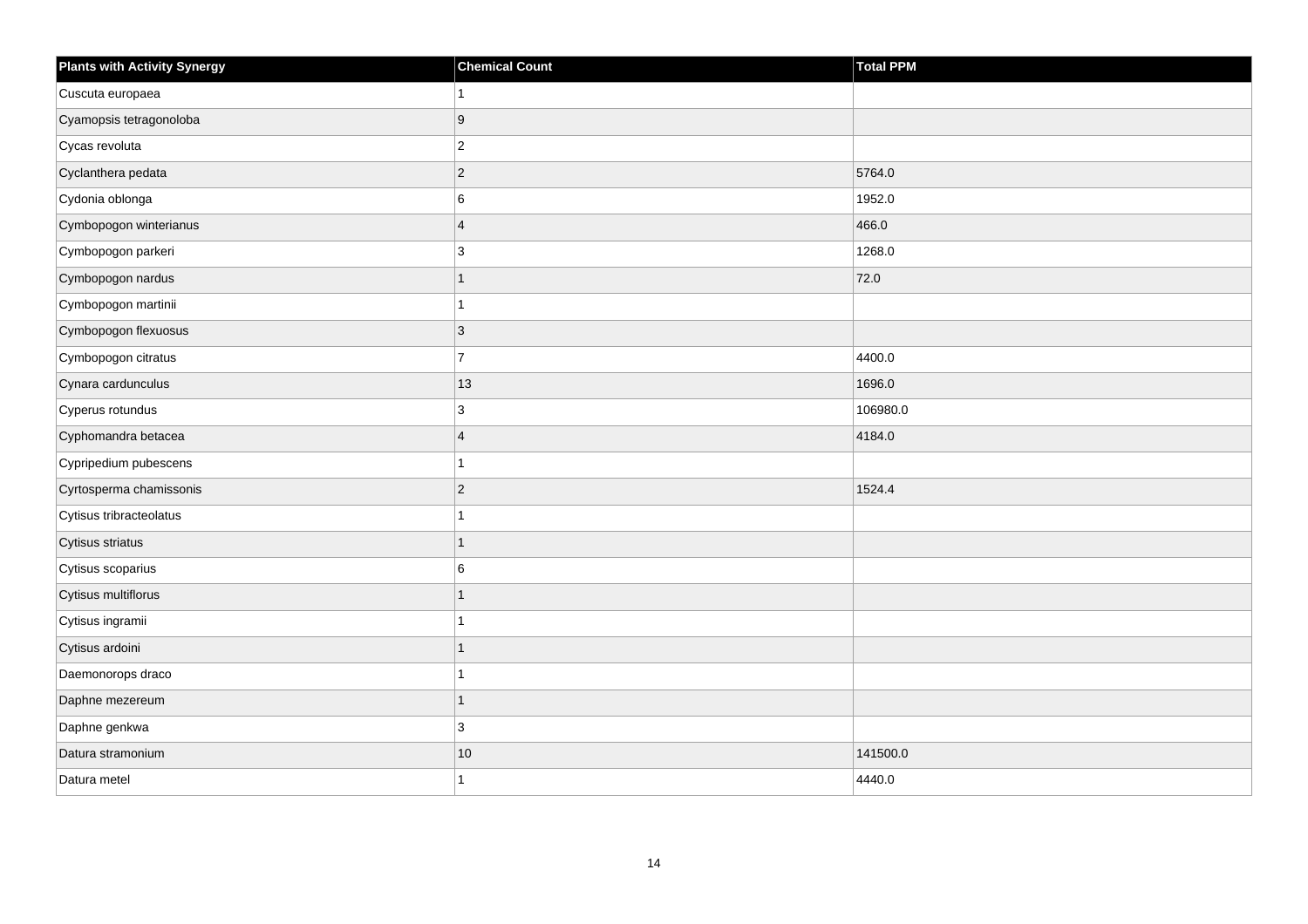| Plants with Activity Synergy | Chemical Count | Total PPM |
| --- | --- | --- |
| Cuscuta europaea | 1 | |
| Cyamopsis tetragonoloba | 9 | |
| Cycas revoluta | 2 | |
| Cyclanthera pedata | 2 | 5764.0 |
| Cydonia oblonga | 6 | 1952.0 |
| Cymbopogon winterianus | 4 | 466.0 |
| Cymbopogon parkeri | 3 | 1268.0 |
| Cymbopogon nardus | 1 | 72.0 |
| Cymbopogon martinii | 1 | |
| Cymbopogon flexuosus | 3 | |
| Cymbopogon citratus | 7 | 4400.0 |
| Cynara cardunculus | 13 | 1696.0 |
| Cyperus rotundus | 3 | 106980.0 |
| Cyphomandra betacea | 4 | 4184.0 |
| Cypripedium pubescens | 1 | |
| Cyrtosperma chamissonis | 2 | 1524.4 |
| Cytisus tribracteolatus | 1 | |
| Cytisus striatus | 1 | |
| Cytisus scoparius | 6 | |
| Cytisus multiflorus | 1 | |
| Cytisus ingramii | 1 | |
| Cytisus ardoini | 1 | |
| Daemonorops draco | 1 | |
| Daphne mezereum | 1 | |
| Daphne genkwa | 3 | |
| Datura stramonium | 10 | 141500.0 |
| Datura metel | 1 | 4440.0 |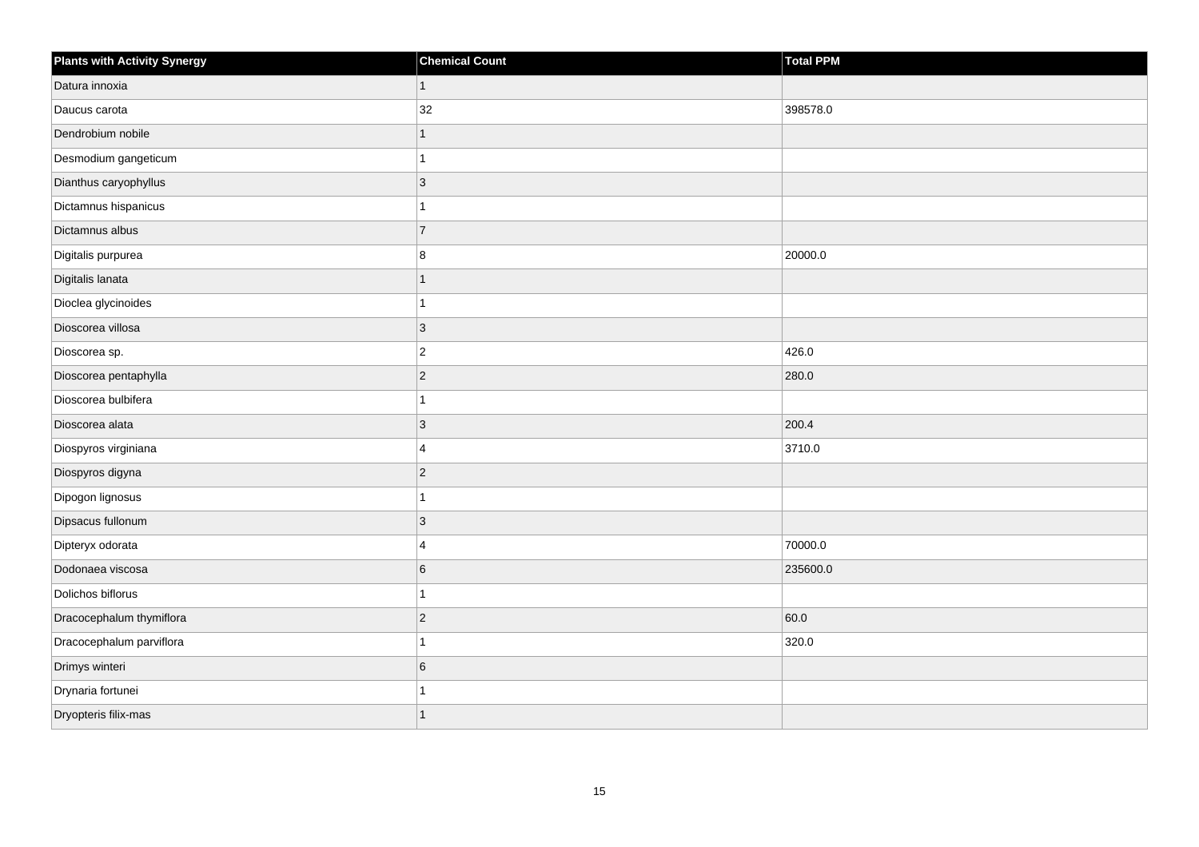| Plants with Activity Synergy | Chemical Count | Total PPM |
| --- | --- | --- |
| Datura innoxia | 1 | |
| Daucus carota | 32 | 398578.0 |
| Dendrobium nobile | 1 | |
| Desmodium gangeticum | 1 | |
| Dianthus caryophyllus | 3 | |
| Dictamnus hispanicus | 1 | |
| Dictamnus albus | 7 | |
| Digitalis purpurea | 8 | 20000.0 |
| Digitalis lanata | 1 | |
| Dioclea glycinoides | 1 | |
| Dioscorea villosa | 3 | |
| Dioscorea sp. | 2 | 426.0 |
| Dioscorea pentaphylla | 2 | 280.0 |
| Dioscorea bulbifera | 1 | |
| Dioscorea alata | 3 | 200.4 |
| Diospyros virginiana | 4 | 3710.0 |
| Diospyros digyna | 2 | |
| Dipogon lignosus | 1 | |
| Dipsacus fullonum | 3 | |
| Dipteryx odorata | 4 | 70000.0 |
| Dodonaea viscosa | 6 | 235600.0 |
| Dolichos biflorus | 1 | |
| Dracocephalum thymiflora | 2 | 60.0 |
| Dracocephalum parviflora | 1 | 320.0 |
| Drimys winteri | 6 | |
| Drynaria fortunei | 1 | |
| Dryopteris filix-mas | 1 | |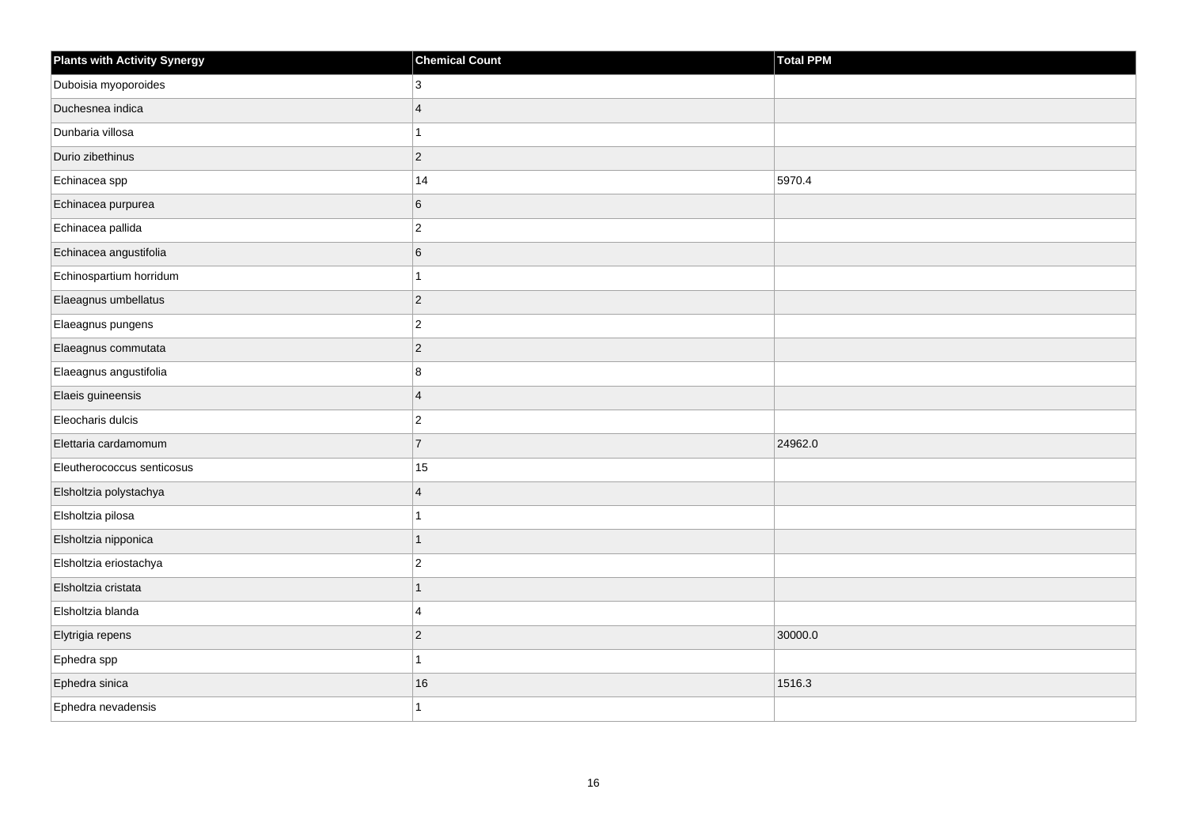| Plants with Activity Synergy | Chemical Count | Total PPM |
| --- | --- | --- |
| Duboisia myoporoides | 3 | |
| Duchesnea indica | 4 | |
| Dunbaria villosa | 1 | |
| Durio zibethinus | 2 | |
| Echinacea spp | 14 | 5970.4 |
| Echinacea purpurea | 6 | |
| Echinacea pallida | 2 | |
| Echinacea angustifolia | 6 | |
| Echinospartium horridum | 1 | |
| Elaeagnus umbellatus | 2 | |
| Elaeagnus pungens | 2 | |
| Elaeagnus commutata | 2 | |
| Elaeagnus angustifolia | 8 | |
| Elaeis guineensis | 4 | |
| Eleocharis dulcis | 2 | |
| Elettaria cardamomum | 7 | 24962.0 |
| Eleutherococcus senticosus | 15 | |
| Elsholtzia polystachya | 4 | |
| Elsholtzia pilosa | 1 | |
| Elsholtzia nipponica | 1 | |
| Elsholtzia eriostachya | 2 | |
| Elsholtzia cristata | 1 | |
| Elsholtzia blanda | 4 | |
| Elytrigia repens | 2 | 30000.0 |
| Ephedra spp | 1 | |
| Ephedra sinica | 16 | 1516.3 |
| Ephedra nevadensis | 1 | |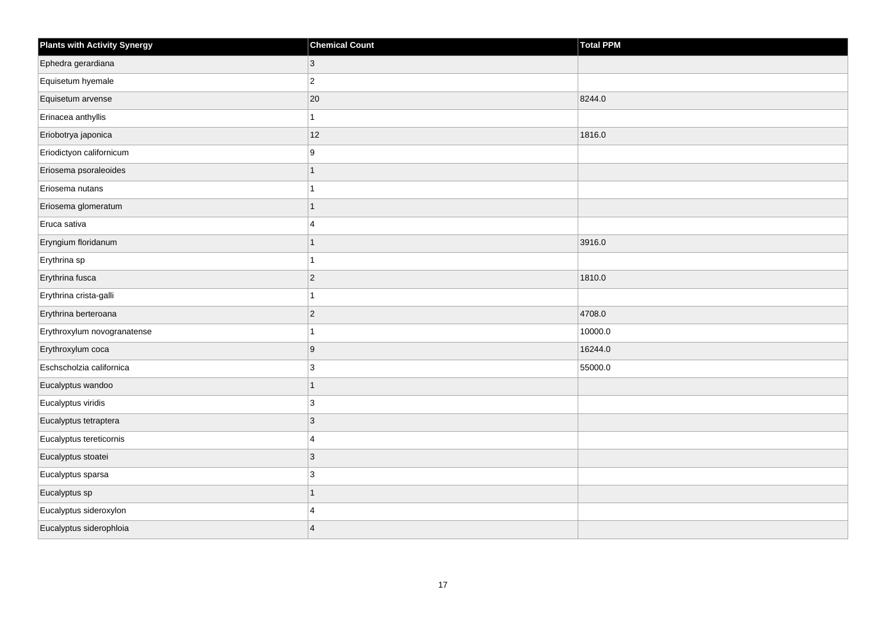| Plants with Activity Synergy | Chemical Count | Total PPM |
| --- | --- | --- |
| Ephedra gerardiana | 3 | |
| Equisetum hyemale | 2 | |
| Equisetum arvense | 20 | 8244.0 |
| Erinacea anthyllis | 1 | |
| Eriobotrya japonica | 12 | 1816.0 |
| Eriodictyon californicum | 9 | |
| Eriosema psoraleoides | 1 | |
| Eriosema nutans | 1 | |
| Eriosema glomeratum | 1 | |
| Eruca sativa | 4 | |
| Eryngium floridanum | 1 | 3916.0 |
| Erythrina sp | 1 | |
| Erythrina fusca | 2 | 1810.0 |
| Erythrina crista-galli | 1 | |
| Erythrina berteroana | 2 | 4708.0 |
| Erythroxylum novogranatense | 1 | 10000.0 |
| Erythroxylum coca | 9 | 16244.0 |
| Eschscholzia californica | 3 | 55000.0 |
| Eucalyptus wandoo | 1 | |
| Eucalyptus viridis | 3 | |
| Eucalyptus tetraptera | 3 | |
| Eucalyptus tereticornis | 4 | |
| Eucalyptus stoatei | 3 | |
| Eucalyptus sparsa | 3 | |
| Eucalyptus sp | 1 | |
| Eucalyptus sideroxylon | 4 | |
| Eucalyptus siderophloia | 4 | |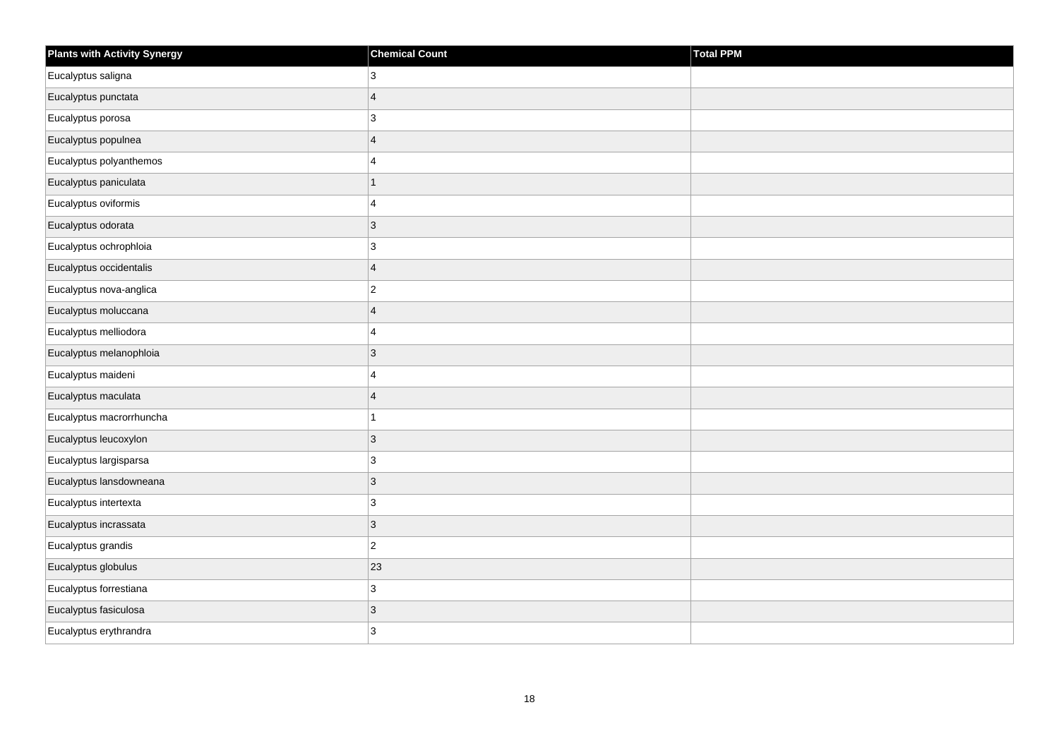| Plants with Activity Synergy | Chemical Count | Total PPM |
| --- | --- | --- |
| Eucalyptus saligna | 3 | |
| Eucalyptus punctata | 4 | |
| Eucalyptus porosa | 3 | |
| Eucalyptus populnea | 4 | |
| Eucalyptus polyanthemos | 4 | |
| Eucalyptus paniculata | 1 | |
| Eucalyptus oviformis | 4 | |
| Eucalyptus odorata | 3 | |
| Eucalyptus ochrophloia | 3 | |
| Eucalyptus occidentalis | 4 | |
| Eucalyptus nova-anglica | 2 | |
| Eucalyptus moluccana | 4 | |
| Eucalyptus melliodora | 4 | |
| Eucalyptus melanophloia | 3 | |
| Eucalyptus maideni | 4 | |
| Eucalyptus maculata | 4 | |
| Eucalyptus macrorrhuncha | 1 | |
| Eucalyptus leucoxylon | 3 | |
| Eucalyptus largisparsa | 3 | |
| Eucalyptus lansdowneana | 3 | |
| Eucalyptus intertexta | 3 | |
| Eucalyptus incrassata | 3 | |
| Eucalyptus grandis | 2 | |
| Eucalyptus globulus | 23 | |
| Eucalyptus forrestiana | 3 | |
| Eucalyptus fasiculosa | 3 | |
| Eucalyptus erythrandra | 3 | |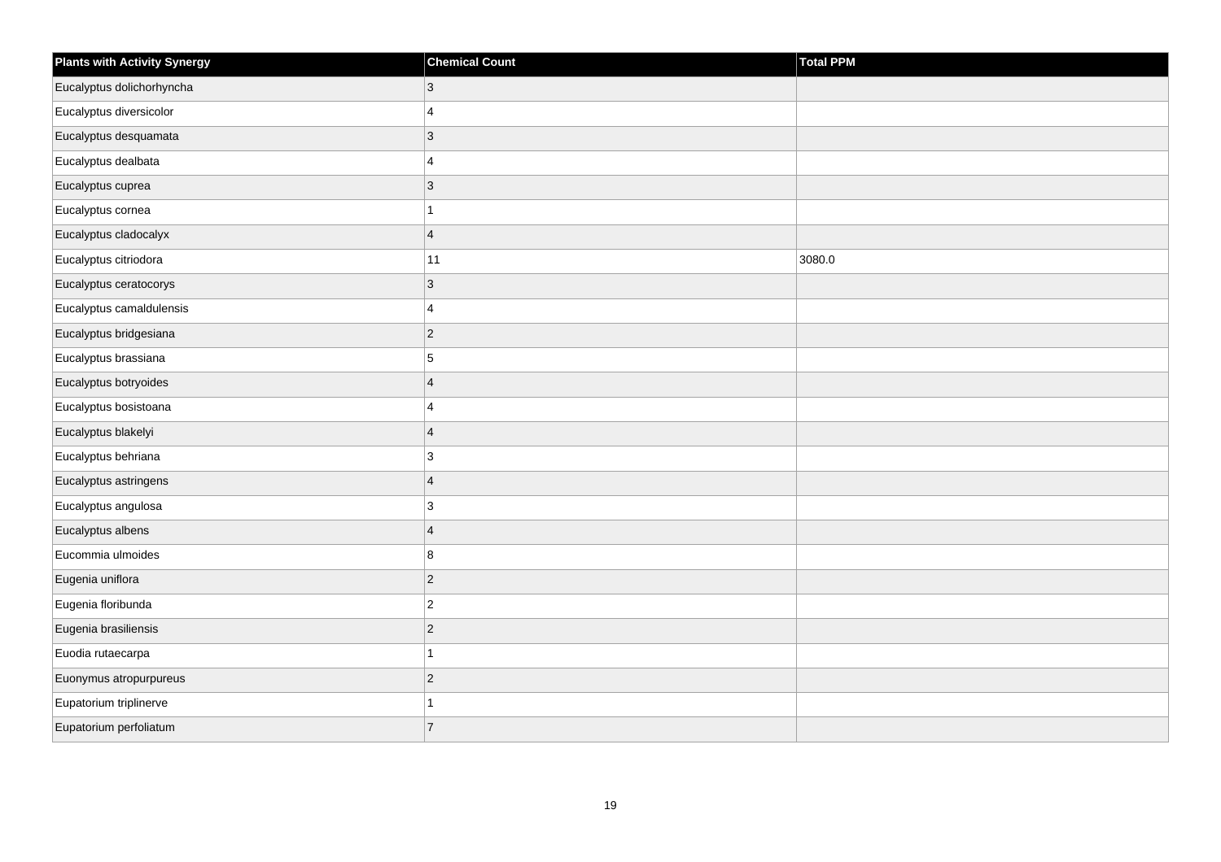| Plants with Activity Synergy | Chemical Count | Total PPM |
| --- | --- | --- |
| Eucalyptus dolichorhyncha | 3 | |
| Eucalyptus diversicolor | 4 | |
| Eucalyptus desquamata | 3 | |
| Eucalyptus dealbata | 4 | |
| Eucalyptus cuprea | 3 | |
| Eucalyptus cornea | 1 | |
| Eucalyptus cladocalyx | 4 | |
| Eucalyptus citriodora | 11 | 3080.0 |
| Eucalyptus ceratocorys | 3 | |
| Eucalyptus camaldulensis | 4 | |
| Eucalyptus bridgesiana | 2 | |
| Eucalyptus brassiana | 5 | |
| Eucalyptus botryoides | 4 | |
| Eucalyptus bosistoana | 4 | |
| Eucalyptus blakelyi | 4 | |
| Eucalyptus behriana | 3 | |
| Eucalyptus astringens | 4 | |
| Eucalyptus angulosa | 3 | |
| Eucalyptus albens | 4 | |
| Eucommia ulmoides | 8 | |
| Eugenia uniflora | 2 | |
| Eugenia floribunda | 2 | |
| Eugenia brasiliensis | 2 | |
| Euodia rutaecarpa | 1 | |
| Euonymus atropurpureus | 2 | |
| Eupatorium triplinerve | 1 | |
| Eupatorium perfoliatum | 7 | |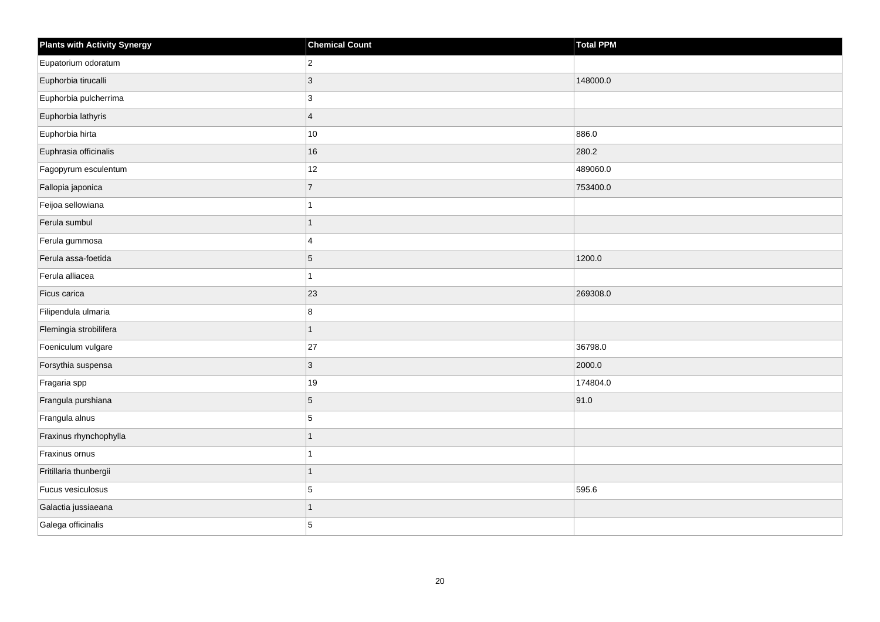| Plants with Activity Synergy | Chemical Count | Total PPM |
| --- | --- | --- |
| Eupatorium odoratum | 2 | |
| Euphorbia tirucalli | 3 | 148000.0 |
| Euphorbia pulcherrima | 3 | |
| Euphorbia lathyris | 4 | |
| Euphorbia hirta | 10 | 886.0 |
| Euphrasia officinalis | 16 | 280.2 |
| Fagopyrum esculentum | 12 | 489060.0 |
| Fallopia japonica | 7 | 753400.0 |
| Feijoa sellowiana | 1 | |
| Ferula sumbul | 1 | |
| Ferula gummosa | 4 | |
| Ferula assa-foetida | 5 | 1200.0 |
| Ferula alliacea | 1 | |
| Ficus carica | 23 | 269308.0 |
| Filipendula ulmaria | 8 | |
| Flemingia strobilifera | 1 | |
| Foeniculum vulgare | 27 | 36798.0 |
| Forsythia suspensa | 3 | 2000.0 |
| Fragaria spp | 19 | 174804.0 |
| Frangula purshiana | 5 | 91.0 |
| Frangula alnus | 5 | |
| Fraxinus rhynchophylla | 1 | |
| Fraxinus ornus | 1 | |
| Fritillaria thunbergii | 1 | |
| Fucus vesiculosus | 5 | 595.6 |
| Galactia jussiaeana | 1 | |
| Galega officinalis | 5 | |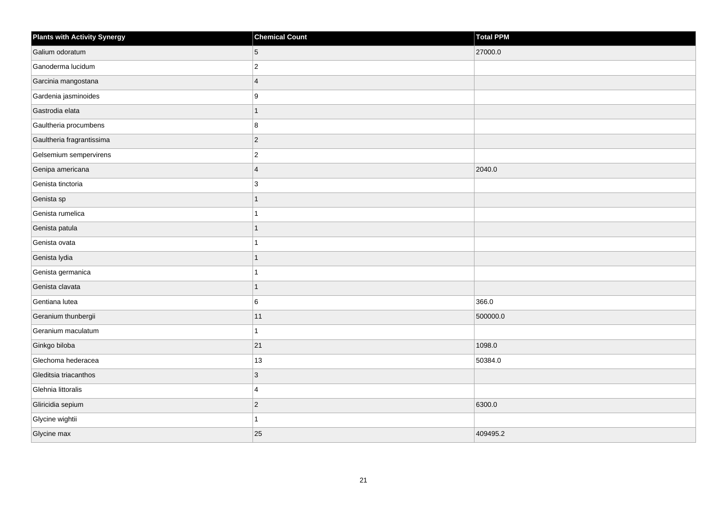| Plants with Activity Synergy | Chemical Count | Total PPM |
| --- | --- | --- |
| Galium odoratum | 5 | 27000.0 |
| Ganoderma lucidum | 2 | |
| Garcinia mangostana | 4 | |
| Gardenia jasminoides | 9 | |
| Gastrodia elata | 1 | |
| Gaultheria procumbens | 8 | |
| Gaultheria fragrantissima | 2 | |
| Gelsemium sempervirens | 2 | |
| Genipa americana | 4 | 2040.0 |
| Genista tinctoria | 3 | |
| Genista sp | 1 | |
| Genista rumelica | 1 | |
| Genista patula | 1 | |
| Genista ovata | 1 | |
| Genista lydia | 1 | |
| Genista germanica | 1 | |
| Genista clavata | 1 | |
| Gentiana lutea | 6 | 366.0 |
| Geranium thunbergii | 11 | 500000.0 |
| Geranium maculatum | 1 | |
| Ginkgo biloba | 21 | 1098.0 |
| Glechoma hederacea | 13 | 50384.0 |
| Gleditsia triacanthos | 3 | |
| Glehnia littoralis | 4 | |
| Gliricidia sepium | 2 | 6300.0 |
| Glycine wightii | 1 | |
| Glycine max | 25 | 409495.2 |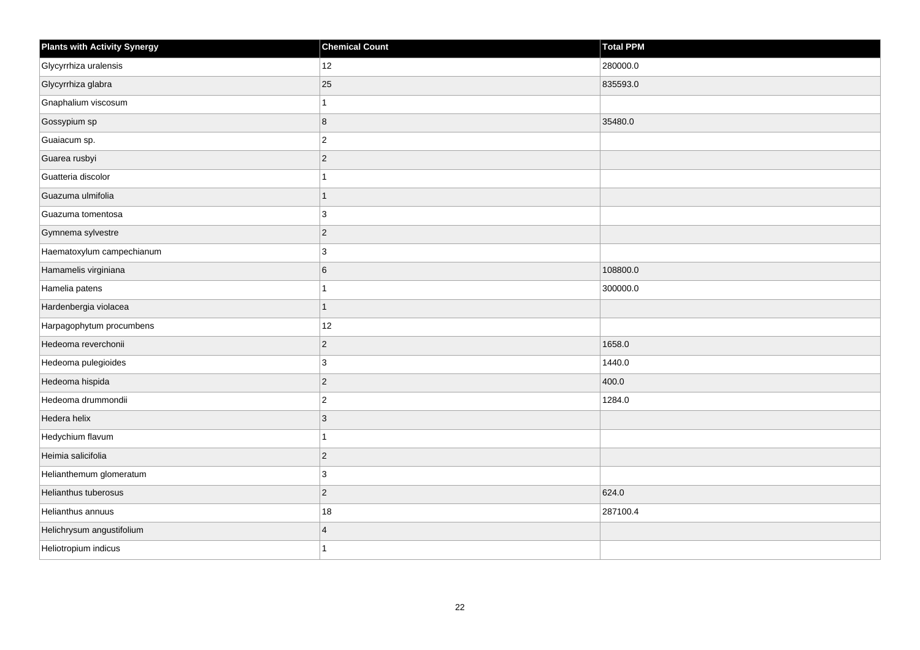| Plants with Activity Synergy | Chemical Count | Total PPM |
| --- | --- | --- |
| Glycyrrhiza uralensis | 12 | 280000.0 |
| Glycyrrhiza glabra | 25 | 835593.0 |
| Gnaphalium viscosum | 1 | |
| Gossypium sp | 8 | 35480.0 |
| Guaiacum sp. | 2 | |
| Guarea rusbyi | 2 | |
| Guatteria discolor | 1 | |
| Guazuma ulmifolia | 1 | |
| Guazuma tomentosa | 3 | |
| Gymnema sylvestre | 2 | |
| Haematoxylum campechianum | 3 | |
| Hamamelis virginiana | 6 | 108800.0 |
| Hamelia patens | 1 | 300000.0 |
| Hardenbergia violacea | 1 | |
| Harpagophytum procumbens | 12 | |
| Hedeoma reverchonii | 2 | 1658.0 |
| Hedeoma pulegioides | 3 | 1440.0 |
| Hedeoma hispida | 2 | 400.0 |
| Hedeoma drummondii | 2 | 1284.0 |
| Hedera helix | 3 | |
| Hedychium flavum | 1 | |
| Heimia salicifolia | 2 | |
| Helianthemum glomeratum | 3 | |
| Helianthus tuberosus | 2 | 624.0 |
| Helianthus annuus | 18 | 287100.4 |
| Helichrysum angustifolium | 4 | |
| Heliotropium indicus | 1 | |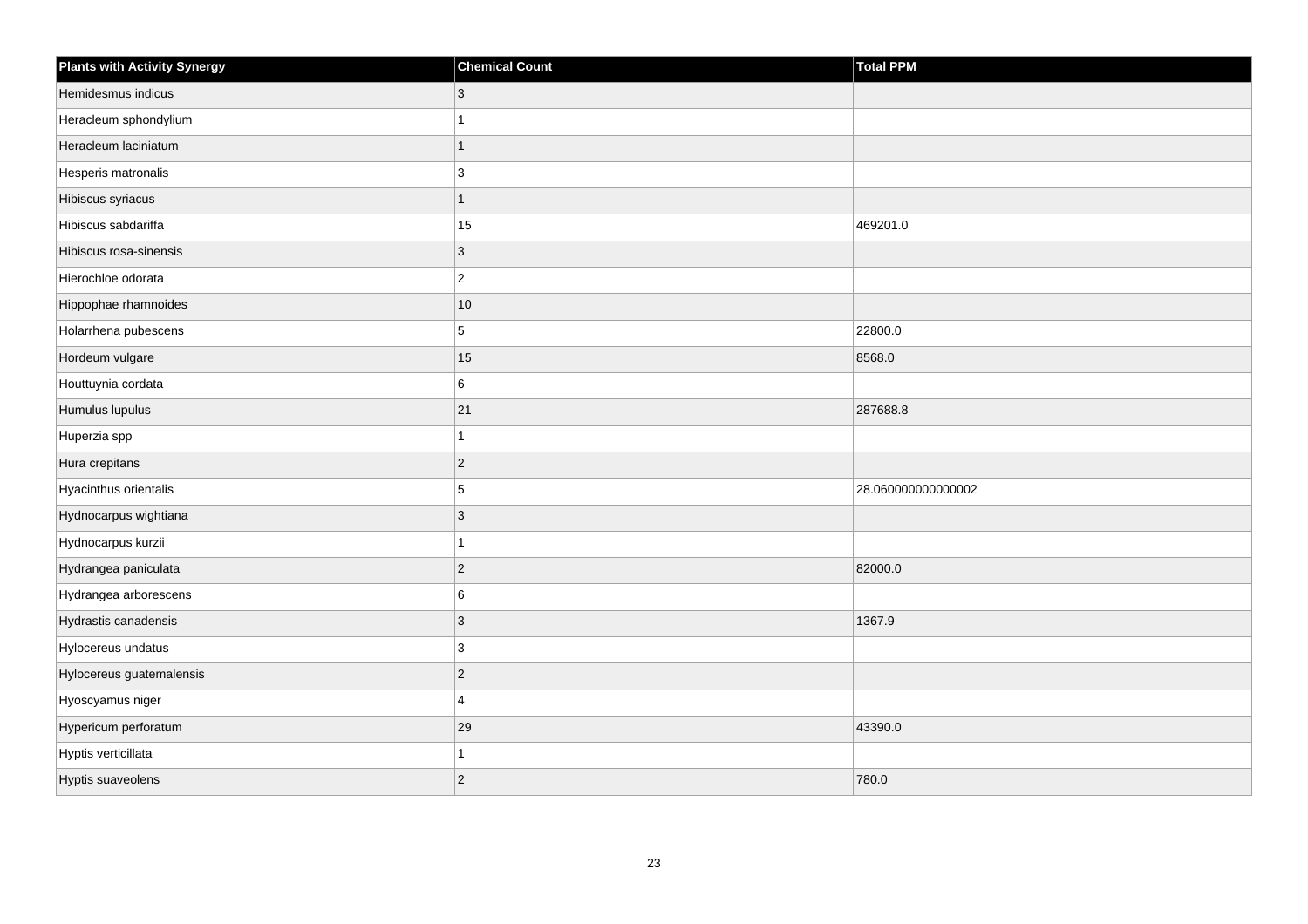| Plants with Activity Synergy | Chemical Count | Total PPM |
| --- | --- | --- |
| Hemidesmus indicus | 3 | |
| Heracleum sphondylium | 1 | |
| Heracleum laciniatum | 1 | |
| Hesperis matronalis | 3 | |
| Hibiscus syriacus | 1 | |
| Hibiscus sabdariffa | 15 | 469201.0 |
| Hibiscus rosa-sinensis | 3 | |
| Hierochloe odorata | 2 | |
| Hippophae rhamnoides | 10 | |
| Holarrhena pubescens | 5 | 22800.0 |
| Hordeum vulgare | 15 | 8568.0 |
| Houttuynia cordata | 6 | |
| Humulus lupulus | 21 | 287688.8 |
| Huperzia spp | 1 | |
| Hura crepitans | 2 | |
| Hyacinthus orientalis | 5 | 28.060000000000002 |
| Hydnocarpus wightiana | 3 | |
| Hydnocarpus kurzii | 1 | |
| Hydrangea paniculata | 2 | 82000.0 |
| Hydrangea arborescens | 6 | |
| Hydrastis canadensis | 3 | 1367.9 |
| Hylocereus undatus | 3 | |
| Hylocereus guatemalensis | 2 | |
| Hyoscyamus niger | 4 | |
| Hypericum perforatum | 29 | 43390.0 |
| Hyptis verticillata | 1 | |
| Hyptis suaveolens | 2 | 780.0 |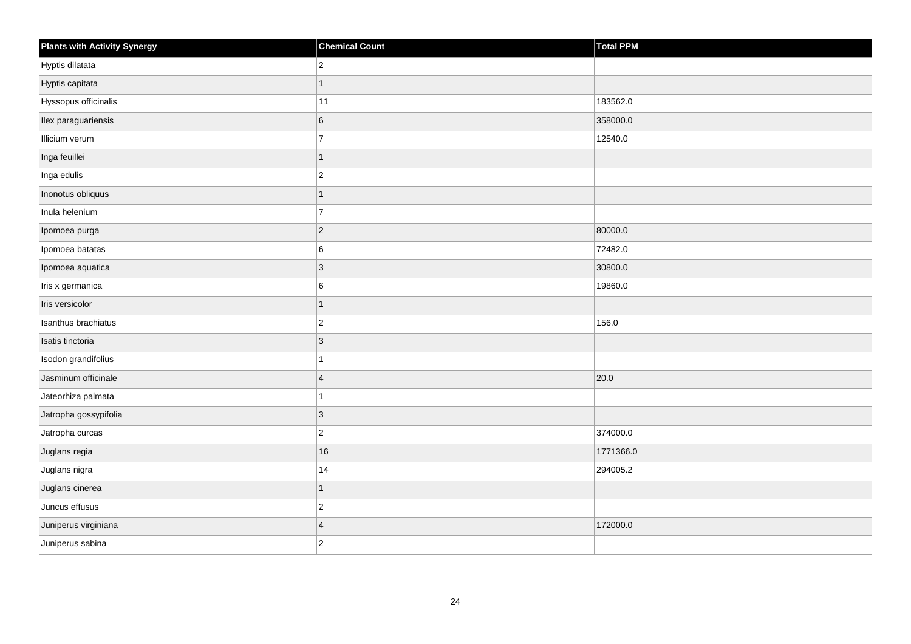| Plants with Activity Synergy | Chemical Count | Total PPM |
| --- | --- | --- |
| Hyptis dilatata | 2 | |
| Hyptis capitata | 1 | |
| Hyssopus officinalis | 11 | 183562.0 |
| Ilex paraguariensis | 6 | 358000.0 |
| Illicium verum | 7 | 12540.0 |
| Inga feuillei | 1 | |
| Inga edulis | 2 | |
| Inonotus obliquus | 1 | |
| Inula helenium | 7 | |
| Ipomoea purga | 2 | 80000.0 |
| Ipomoea batatas | 6 | 72482.0 |
| Ipomoea aquatica | 3 | 30800.0 |
| Iris x germanica | 6 | 19860.0 |
| Iris versicolor | 1 | |
| Isanthus brachiatus | 2 | 156.0 |
| Isatis tinctoria | 3 | |
| Isodon grandifolius | 1 | |
| Jasminum officinale | 4 | 20.0 |
| Jateorhiza palmata | 1 | |
| Jatropha gossypifolia | 3 | |
| Jatropha curcas | 2 | 374000.0 |
| Juglans regia | 16 | 1771366.0 |
| Juglans nigra | 14 | 294005.2 |
| Juglans cinerea | 1 | |
| Juncus effusus | 2 | |
| Juniperus virginiana | 4 | 172000.0 |
| Juniperus sabina | 2 | |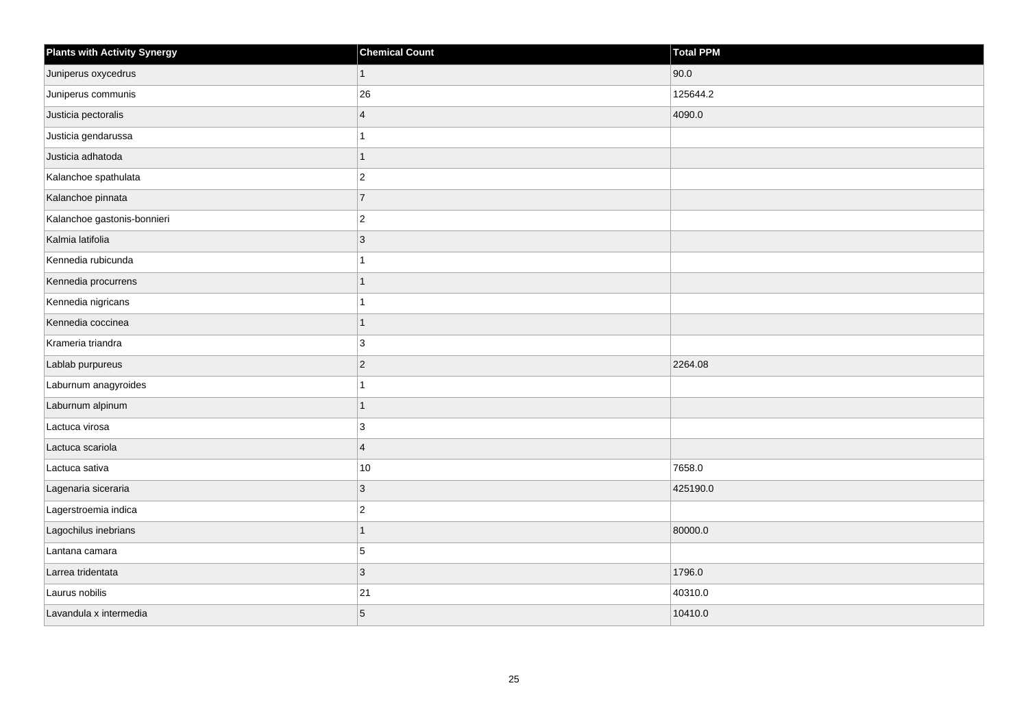| Plants with Activity Synergy | Chemical Count | Total PPM |
| --- | --- | --- |
| Juniperus oxycedrus | 1 | 90.0 |
| Juniperus communis | 26 | 125644.2 |
| Justicia pectoralis | 4 | 4090.0 |
| Justicia gendarussa | 1 | |
| Justicia adhatoda | 1 | |
| Kalanchoe spathulata | 2 | |
| Kalanchoe pinnata | 7 | |
| Kalanchoe gastonis-bonnieri | 2 | |
| Kalmia latifolia | 3 | |
| Kennedia rubicunda | 1 | |
| Kennedia procurrens | 1 | |
| Kennedia nigricans | 1 | |
| Kennedia coccinea | 1 | |
| Krameria triandra | 3 | |
| Lablab purpureus | 2 | 2264.08 |
| Laburnum anagyroides | 1 | |
| Laburnum alpinum | 1 | |
| Lactuca virosa | 3 | |
| Lactuca scariola | 4 | |
| Lactuca sativa | 10 | 7658.0 |
| Lagenaria siceraria | 3 | 425190.0 |
| Lagerstroemia indica | 2 | |
| Lagochilus inebrians | 1 | 80000.0 |
| Lantana camara | 5 | |
| Larrea tridentata | 3 | 1796.0 |
| Laurus nobilis | 21 | 40310.0 |
| Lavandula x intermedia | 5 | 10410.0 |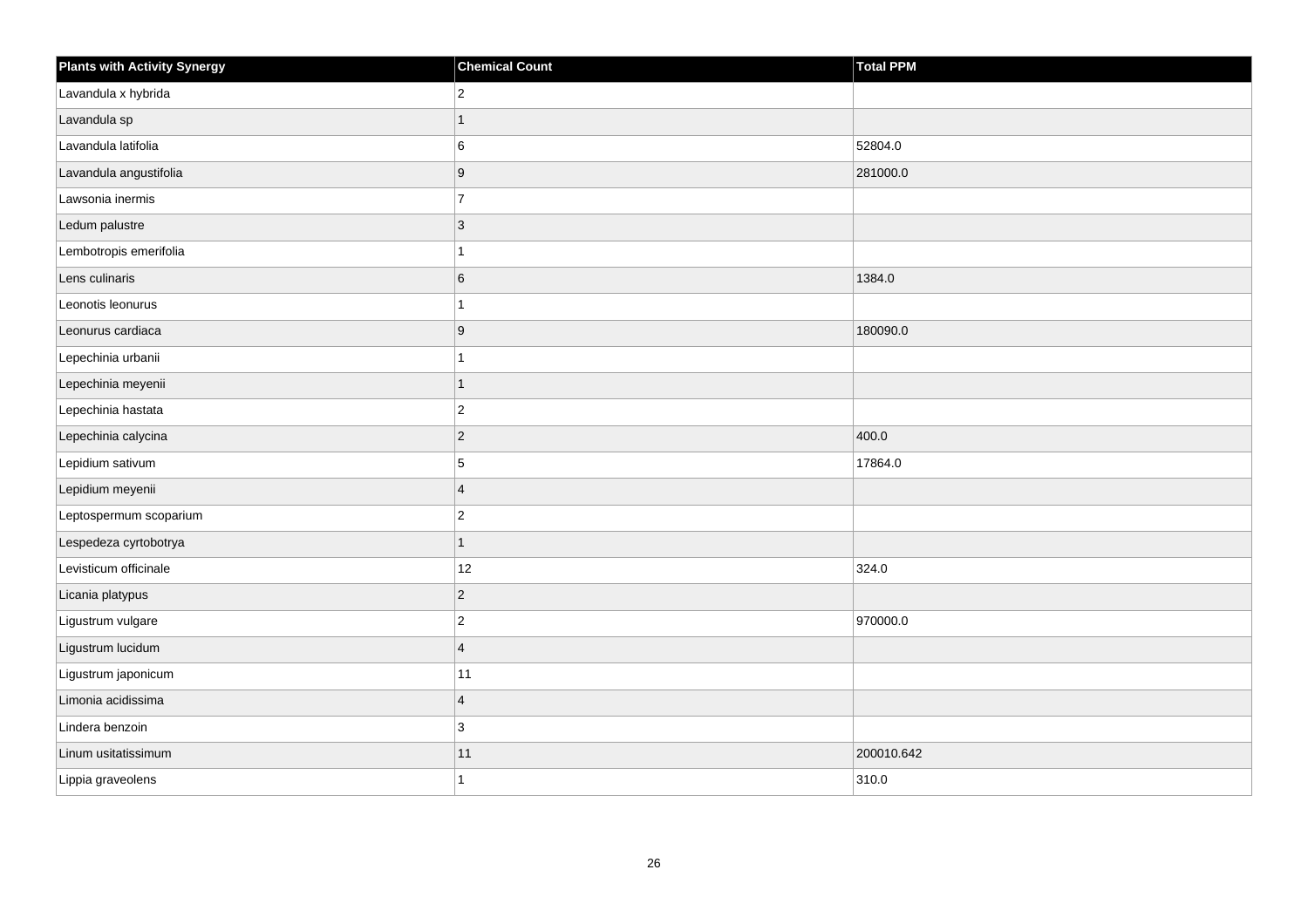| Plants with Activity Synergy | Chemical Count | Total PPM |
| --- | --- | --- |
| Lavandula x hybrida | 2 | |
| Lavandula sp | 1 | |
| Lavandula latifolia | 6 | 52804.0 |
| Lavandula angustifolia | 9 | 281000.0 |
| Lawsonia inermis | 7 | |
| Ledum palustre | 3 | |
| Lembotropis emerifolia | 1 | |
| Lens culinaris | 6 | 1384.0 |
| Leonotis leonurus | 1 | |
| Leonurus cardiaca | 9 | 180090.0 |
| Lepechinia urbanii | 1 | |
| Lepechinia meyenii | 1 | |
| Lepechinia hastata | 2 | |
| Lepechinia calycina | 2 | 400.0 |
| Lepidium sativum | 5 | 17864.0 |
| Lepidium meyenii | 4 | |
| Leptospermum scoparium | 2 | |
| Lespedeza cyrtobotrya | 1 | |
| Levisticum officinale | 12 | 324.0 |
| Licania platypus | 2 | |
| Ligustrum vulgare | 2 | 970000.0 |
| Ligustrum lucidum | 4 | |
| Ligustrum japonicum | 11 | |
| Limonia acidissima | 4 | |
| Lindera benzoin | 3 | |
| Linum usitatissimum | 11 | 200010.642 |
| Lippia graveolens | 1 | 310.0 |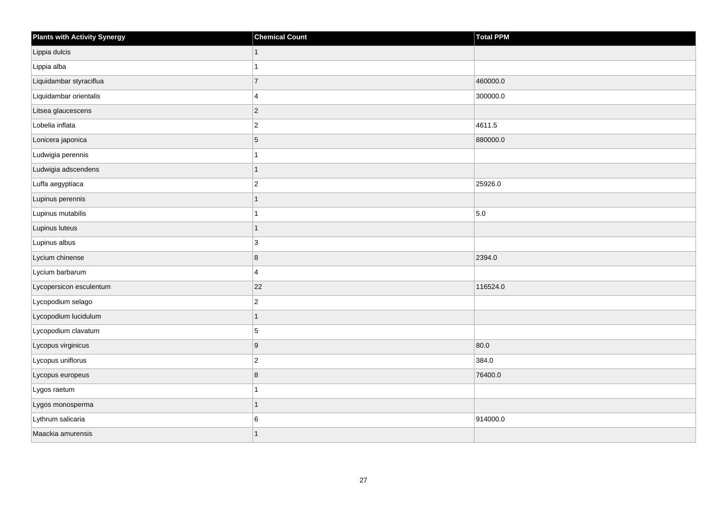| Plants with Activity Synergy | Chemical Count | Total PPM |
| --- | --- | --- |
| Lippia dulcis | 1 | |
| Lippia alba | 1 | |
| Liquidambar styraciflua | 7 | 460000.0 |
| Liquidambar orientalis | 4 | 300000.0 |
| Litsea glaucescens | 2 | |
| Lobelia inflata | 2 | 4611.5 |
| Lonicera japonica | 5 | 880000.0 |
| Ludwigia perennis | 1 | |
| Ludwigia adscendens | 1 | |
| Luffa aegyptiaca | 2 | 25926.0 |
| Lupinus perennis | 1 | |
| Lupinus mutabilis | 1 | 5.0 |
| Lupinus luteus | 1 | |
| Lupinus albus | 3 | |
| Lycium chinense | 8 | 2394.0 |
| Lycium barbarum | 4 | |
| Lycopersicon esculentum | 22 | 116524.0 |
| Lycopodium selago | 2 | |
| Lycopodium lucidulum | 1 | |
| Lycopodium clavatum | 5 | |
| Lycopus virginicus | 9 | 80.0 |
| Lycopus uniflorus | 2 | 384.0 |
| Lycopus europeus | 8 | 76400.0 |
| Lygos raetum | 1 | |
| Lygos monosperma | 1 | |
| Lythrum salicaria | 6 | 914000.0 |
| Maackia amurensis | 1 | |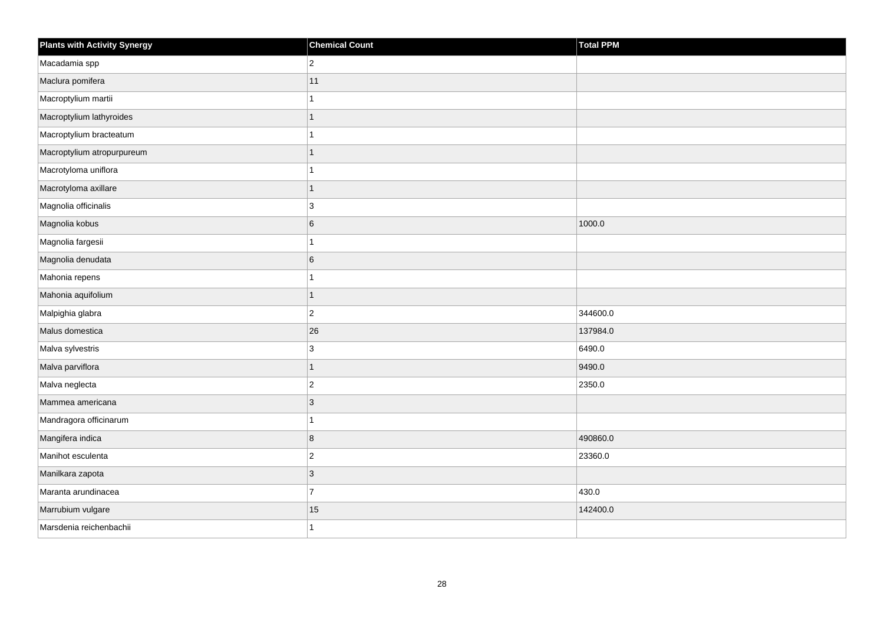| Plants with Activity Synergy | Chemical Count | Total PPM |
| --- | --- | --- |
| Macadamia spp | 2 | |
| Maclura pomifera | 11 | |
| Macroptylium martii | 1 | |
| Macroptylium lathyroides | 1 | |
| Macroptylium bracteatum | 1 | |
| Macroptylium atropurpureum | 1 | |
| Macrotyloma uniflora | 1 | |
| Macrotyloma axillare | 1 | |
| Magnolia officinalis | 3 | |
| Magnolia kobus | 6 | 1000.0 |
| Magnolia fargesii | 1 | |
| Magnolia denudata | 6 | |
| Mahonia repens | 1 | |
| Mahonia aquifolium | 1 | |
| Malpighia glabra | 2 | 344600.0 |
| Malus domestica | 26 | 137984.0 |
| Malva sylvestris | 3 | 6490.0 |
| Malva parviflora | 1 | 9490.0 |
| Malva neglecta | 2 | 2350.0 |
| Mammea americana | 3 | |
| Mandragora officinarum | 1 | |
| Mangifera indica | 8 | 490860.0 |
| Manihot esculenta | 2 | 23360.0 |
| Manilkara zapota | 3 | |
| Maranta arundinacea | 7 | 430.0 |
| Marrubium vulgare | 15 | 142400.0 |
| Marsdenia reichenbachii | 1 | |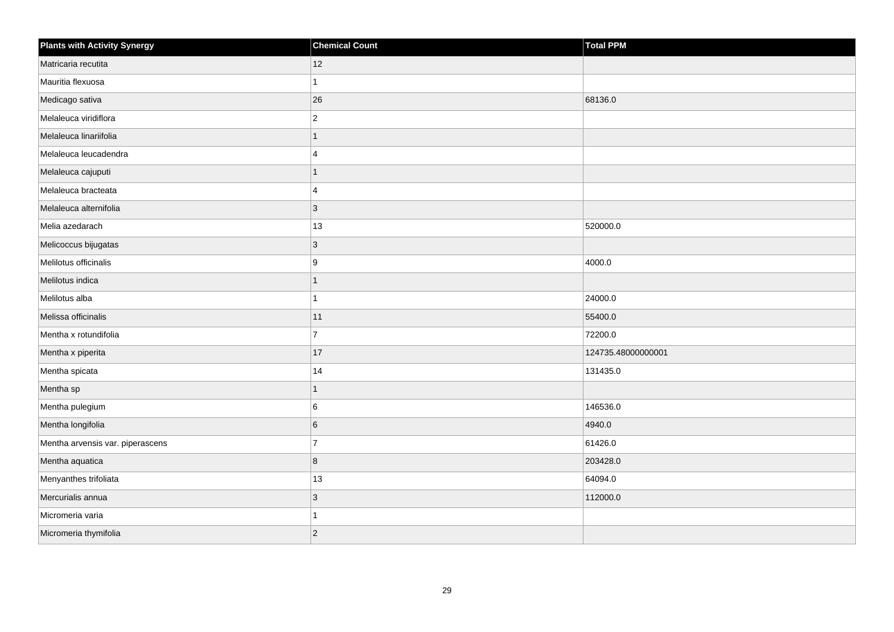| Plants with Activity Synergy | Chemical Count | Total PPM |
| --- | --- | --- |
| Matricaria recutita | 12 | |
| Mauritia flexuosa | 1 | |
| Medicago sativa | 26 | 68136.0 |
| Melaleuca viridiflora | 2 | |
| Melaleuca linariifolia | 1 | |
| Melaleuca leucadendra | 4 | |
| Melaleuca cajuputi | 1 | |
| Melaleuca bracteata | 4 | |
| Melaleuca alternifolia | 3 | |
| Melia azedarach | 13 | 520000.0 |
| Melicoccus bijugatas | 3 | |
| Melilotus officinalis | 9 | 4000.0 |
| Melilotus indica | 1 | |
| Melilotus alba | 1 | 24000.0 |
| Melissa officinalis | 11 | 55400.0 |
| Mentha x rotundifolia | 7 | 72200.0 |
| Mentha x piperita | 17 | 124735.48000000001 |
| Mentha spicata | 14 | 131435.0 |
| Mentha sp | 1 | |
| Mentha pulegium | 6 | 146536.0 |
| Mentha longifolia | 6 | 4940.0 |
| Mentha arvensis var. piperascens | 7 | 61426.0 |
| Mentha aquatica | 8 | 203428.0 |
| Menyanthes trifoliata | 13 | 64094.0 |
| Mercurialis annua | 3 | 112000.0 |
| Micromeria varia | 1 | |
| Micromeria thymifolia | 2 | |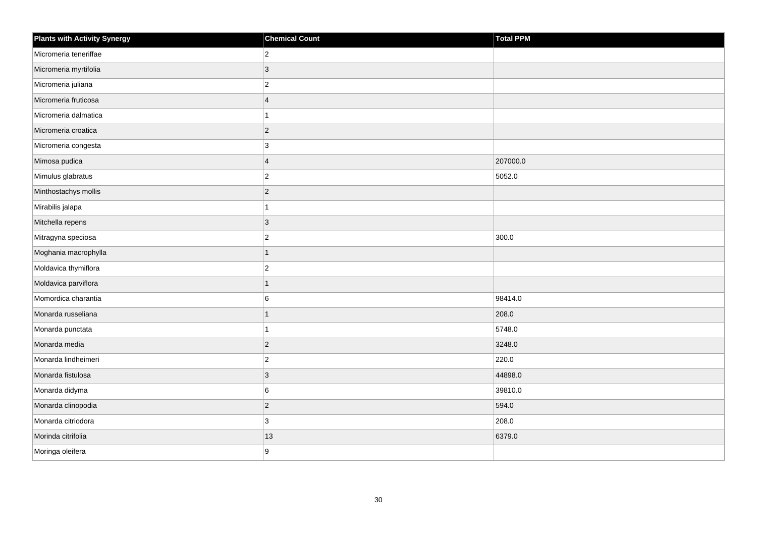| Plants with Activity Synergy | Chemical Count | Total PPM |
| --- | --- | --- |
| Micromeria teneriffae | 2 | |
| Micromeria myrtifolia | 3 | |
| Micromeria juliana | 2 | |
| Micromeria fruticosa | 4 | |
| Micromeria dalmatica | 1 | |
| Micromeria croatica | 2 | |
| Micromeria congesta | 3 | |
| Mimosa pudica | 4 | 207000.0 |
| Mimulus glabratus | 2 | 5052.0 |
| Minthostachys mollis | 2 | |
| Mirabilis jalapa | 1 | |
| Mitchella repens | 3 | |
| Mitragyna speciosa | 2 | 300.0 |
| Moghania macrophylla | 1 | |
| Moldavica thymiflora | 2 | |
| Moldavica parviflora | 1 | |
| Momordica charantia | 6 | 98414.0 |
| Monarda russeliana | 1 | 208.0 |
| Monarda punctata | 1 | 5748.0 |
| Monarda media | 2 | 3248.0 |
| Monarda lindheimeri | 2 | 220.0 |
| Monarda fistulosa | 3 | 44898.0 |
| Monarda didyma | 6 | 39810.0 |
| Monarda clinopodia | 2 | 594.0 |
| Monarda citriodora | 3 | 208.0 |
| Morinda citrifolia | 13 | 6379.0 |
| Moringa oleifera | 9 | |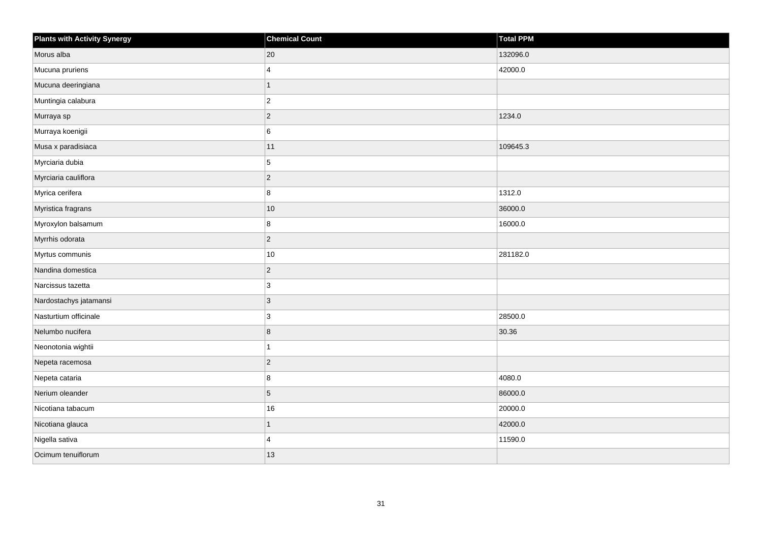| Plants with Activity Synergy | Chemical Count | Total PPM |
| --- | --- | --- |
| Morus alba | 20 | 132096.0 |
| Mucuna pruriens | 4 | 42000.0 |
| Mucuna deeringiana | 1 | |
| Muntingia calabura | 2 | |
| Murraya sp | 2 | 1234.0 |
| Murraya koenigii | 6 | |
| Musa x paradisiaca | 11 | 109645.3 |
| Myrciaria dubia | 5 | |
| Myrciaria cauliflora | 2 | |
| Myrica cerifera | 8 | 1312.0 |
| Myristica fragrans | 10 | 36000.0 |
| Myroxylon balsamum | 8 | 16000.0 |
| Myrrhis odorata | 2 | |
| Myrtus communis | 10 | 281182.0 |
| Nandina domestica | 2 | |
| Narcissus tazetta | 3 | |
| Nardostachys jatamansi | 3 | |
| Nasturtium officinale | 3 | 28500.0 |
| Nelumbo nucifera | 8 | 30.36 |
| Neonotonia wightii | 1 | |
| Nepeta racemosa | 2 | |
| Nepeta cataria | 8 | 4080.0 |
| Nerium oleander | 5 | 86000.0 |
| Nicotiana tabacum | 16 | 20000.0 |
| Nicotiana glauca | 1 | 42000.0 |
| Nigella sativa | 4 | 11590.0 |
| Ocimum tenuiflorum | 13 | |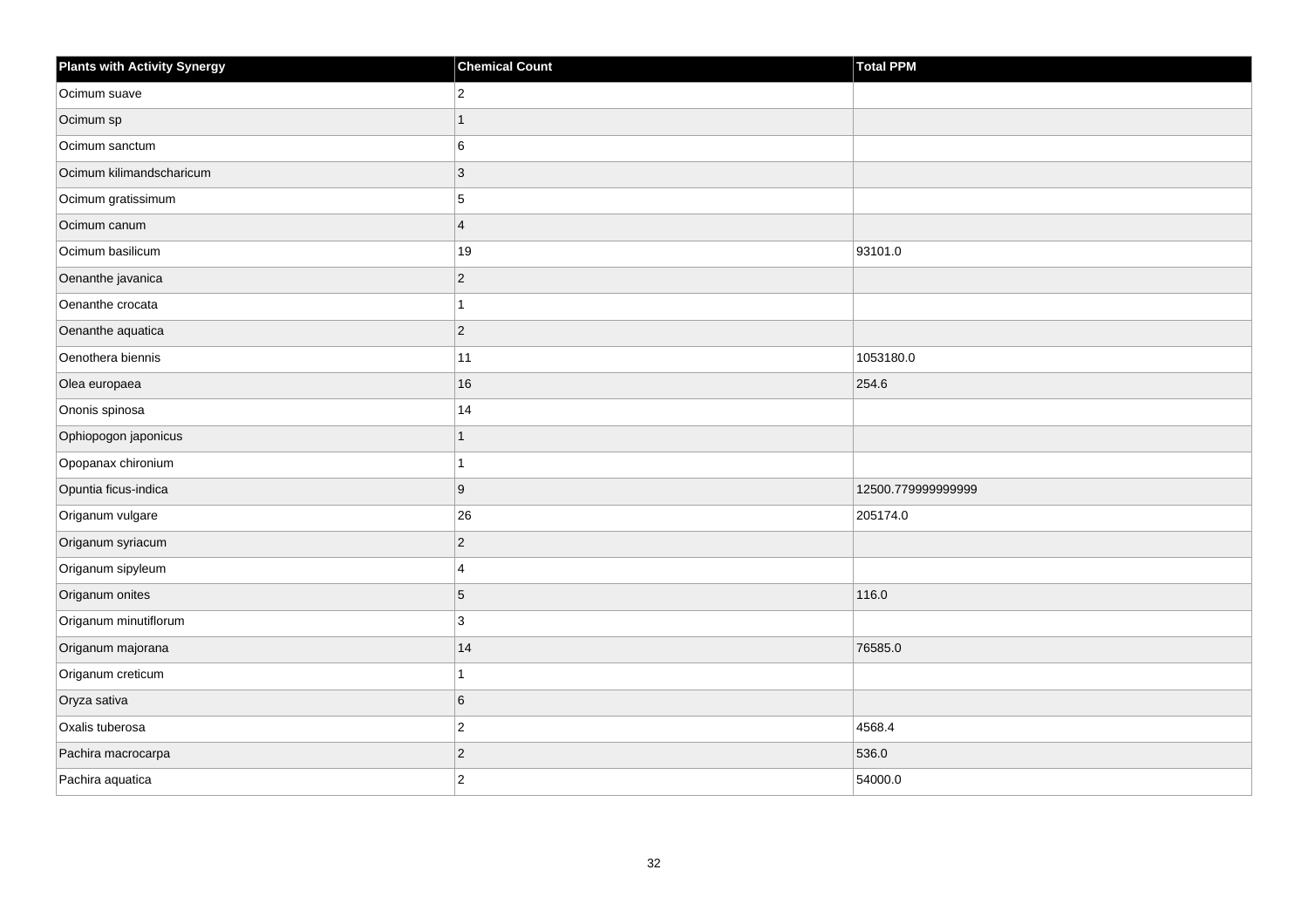| Plants with Activity Synergy | Chemical Count | Total PPM |
| --- | --- | --- |
| Ocimum suave | 2 | |
| Ocimum sp | 1 | |
| Ocimum sanctum | 6 | |
| Ocimum kilimandscharicum | 3 | |
| Ocimum gratissimum | 5 | |
| Ocimum canum | 4 | |
| Ocimum basilicum | 19 | 93101.0 |
| Oenanthe javanica | 2 | |
| Oenanthe crocata | 1 | |
| Oenanthe aquatica | 2 | |
| Oenothera biennis | 11 | 1053180.0 |
| Olea europaea | 16 | 254.6 |
| Ononis spinosa | 14 | |
| Ophiopogon japonicus | 1 | |
| Opopanax chironium | 1 | |
| Opuntia ficus-indica | 9 | 12500.779999999999 |
| Origanum vulgare | 26 | 205174.0 |
| Origanum syriacum | 2 | |
| Origanum sipyleum | 4 | |
| Origanum onites | 5 | 116.0 |
| Origanum minutiflorum | 3 | |
| Origanum majorana | 14 | 76585.0 |
| Origanum creticum | 1 | |
| Oryza sativa | 6 | |
| Oxalis tuberosa | 2 | 4568.4 |
| Pachira macrocarpa | 2 | 536.0 |
| Pachira aquatica | 2 | 54000.0 |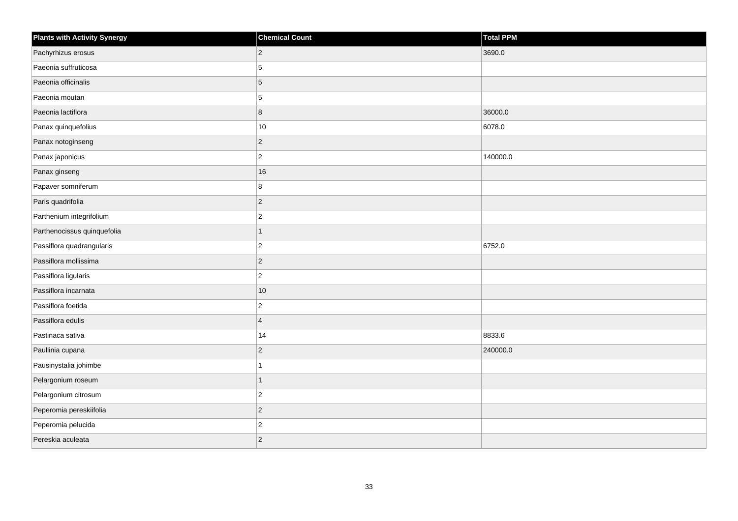| Plants with Activity Synergy | Chemical Count | Total PPM |
|---|---|---|
| Pachyrhizus erosus | 2 | 3690.0 |
| Paeonia suffruticosa | 5 | |
| Paeonia officinalis | 5 | |
| Paeonia moutan | 5 | |
| Paeonia lactiflora | 8 | 36000.0 |
| Panax quinquefolius | 10 | 6078.0 |
| Panax notoginseng | 2 | |
| Panax japonicus | 2 | 140000.0 |
| Panax ginseng | 16 | |
| Papaver somniferum | 8 | |
| Paris quadrifolia | 2 | |
| Parthenium integrifolium | 2 | |
| Parthenocissus quinquefolia | 1 | |
| Passiflora quadrangularis | 2 | 6752.0 |
| Passiflora mollissima | 2 | |
| Passiflora ligularis | 2 | |
| Passiflora incarnata | 10 | |
| Passiflora foetida | 2 | |
| Passiflora edulis | 4 | |
| Pastinaca sativa | 14 | 8833.6 |
| Paullinia cupana | 2 | 240000.0 |
| Pausinystalia johimbe | 1 | |
| Pelargonium roseum | 1 | |
| Pelargonium citrosum | 2 | |
| Peperomia pereskiifolia | 2 | |
| Peperomia pelucida | 2 | |
| Pereskia aculeata | 2 | |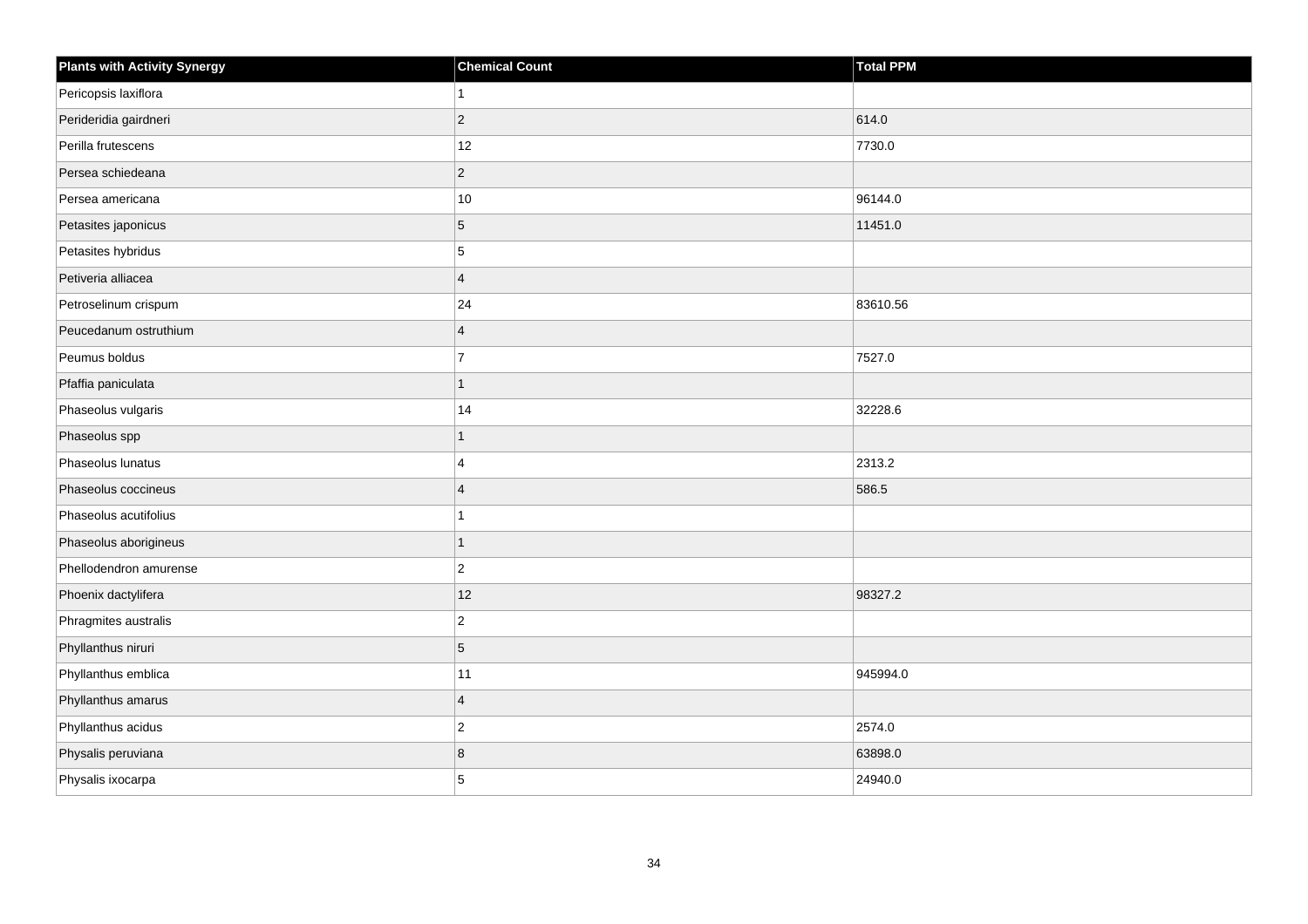| Plants with Activity Synergy | Chemical Count | Total PPM |
| --- | --- | --- |
| Pericopsis laxiflora | 1 | |
| Perideridia gairdneri | 2 | 614.0 |
| Perilla frutescens | 12 | 7730.0 |
| Persea schiedeana | 2 | |
| Persea americana | 10 | 96144.0 |
| Petasites japonicus | 5 | 11451.0 |
| Petasites hybridus | 5 | |
| Petiveria alliacea | 4 | |
| Petroselinum crispum | 24 | 83610.56 |
| Peucedanum ostruthium | 4 | |
| Peumus boldus | 7 | 7527.0 |
| Pfaffia paniculata | 1 | |
| Phaseolus vulgaris | 14 | 32228.6 |
| Phaseolus spp | 1 | |
| Phaseolus lunatus | 4 | 2313.2 |
| Phaseolus coccineus | 4 | 586.5 |
| Phaseolus acutifolius | 1 | |
| Phaseolus aborigineus | 1 | |
| Phellodendron amurense | 2 | |
| Phoenix dactylifera | 12 | 98327.2 |
| Phragmites australis | 2 | |
| Phyllanthus niruri | 5 | |
| Phyllanthus emblica | 11 | 945994.0 |
| Phyllanthus amarus | 4 | |
| Phyllanthus acidus | 2 | 2574.0 |
| Physalis peruviana | 8 | 63898.0 |
| Physalis ixocarpa | 5 | 24940.0 |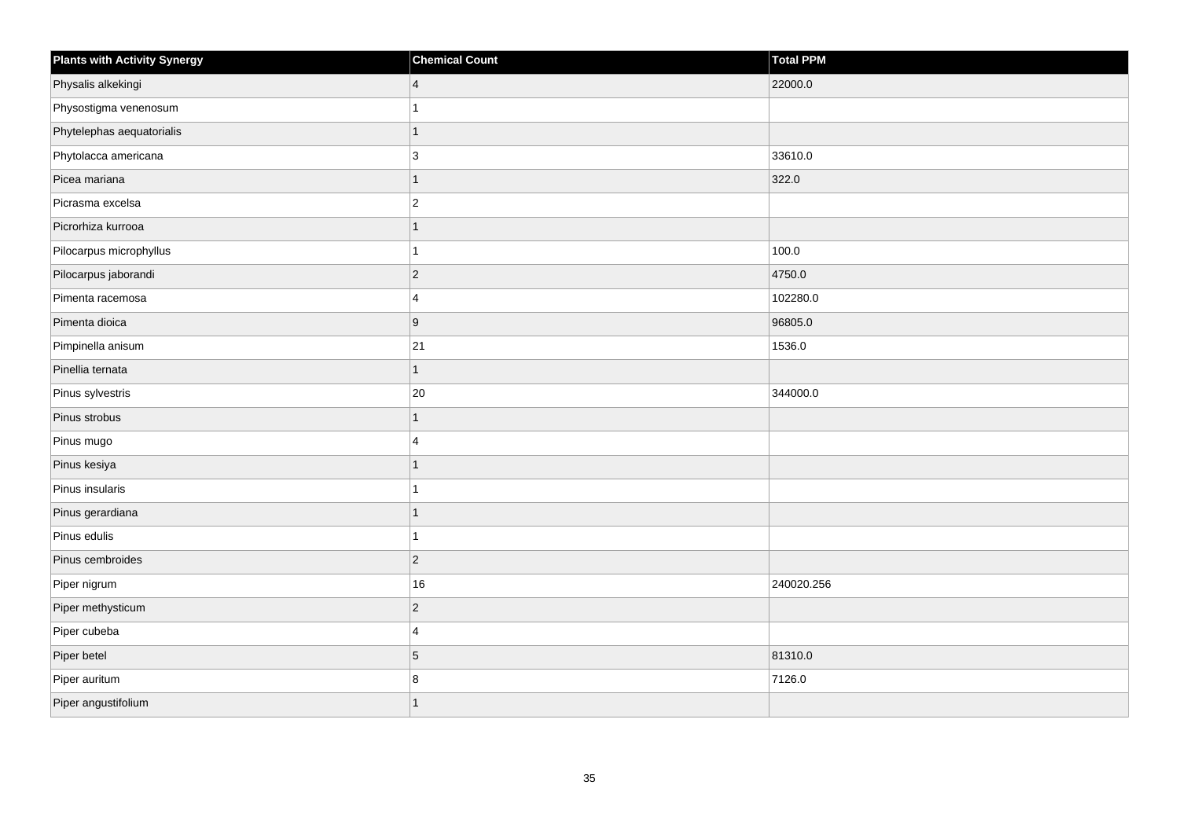| Plants with Activity Synergy | Chemical Count | Total PPM |
| --- | --- | --- |
| Physalis alkekingi | 4 | 22000.0 |
| Physostigma venenosum | 1 | |
| Phytelephas aequatorialis | 1 | |
| Phytolacca americana | 3 | 33610.0 |
| Picea mariana | 1 | 322.0 |
| Picrasma excelsa | 2 | |
| Picrorhiza kurrooa | 1 | |
| Pilocarpus microphyllus | 1 | 100.0 |
| Pilocarpus jaborandi | 2 | 4750.0 |
| Pimenta racemosa | 4 | 102280.0 |
| Pimenta dioica | 9 | 96805.0 |
| Pimpinella anisum | 21 | 1536.0 |
| Pinellia ternata | 1 | |
| Pinus sylvestris | 20 | 344000.0 |
| Pinus strobus | 1 | |
| Pinus mugo | 4 | |
| Pinus kesiya | 1 | |
| Pinus insularis | 1 | |
| Pinus gerardiana | 1 | |
| Pinus edulis | 1 | |
| Pinus cembroides | 2 | |
| Piper nigrum | 16 | 240020.256 |
| Piper methysticum | 2 | |
| Piper cubeba | 4 | |
| Piper betel | 5 | 81310.0 |
| Piper auritum | 8 | 7126.0 |
| Piper angustifolium | 1 | |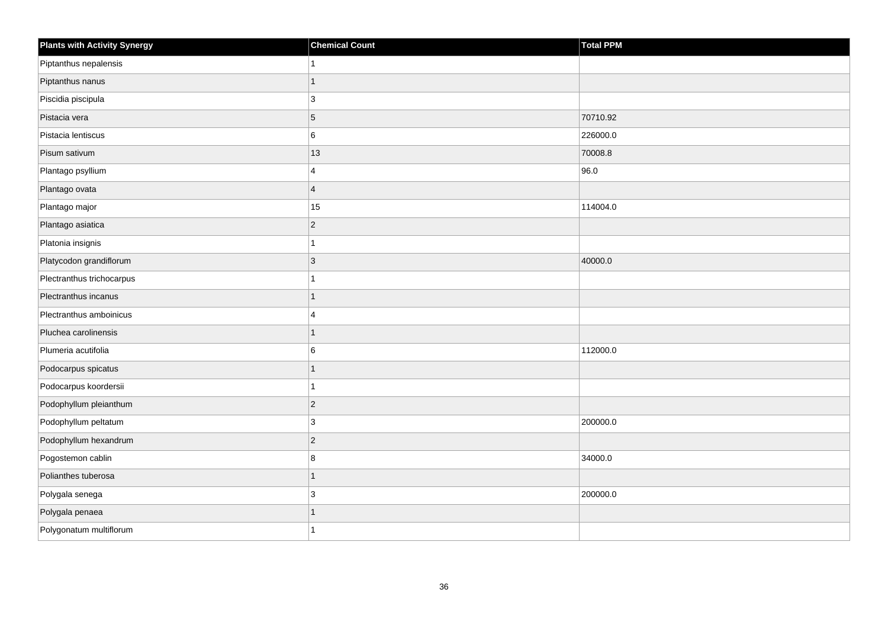| Plants with Activity Synergy | Chemical Count | Total PPM |
| --- | --- | --- |
| Piptanthus nepalensis | 1 | |
| Piptanthus nanus | 1 | |
| Piscidia piscipula | 3 | |
| Pistacia vera | 5 | 70710.92 |
| Pistacia lentiscus | 6 | 226000.0 |
| Pisum sativum | 13 | 70008.8 |
| Plantago psyllium | 4 | 96.0 |
| Plantago ovata | 4 | |
| Plantago major | 15 | 114004.0 |
| Plantago asiatica | 2 | |
| Platonia insignis | 1 | |
| Platycodon grandiflorum | 3 | 40000.0 |
| Plectranthus trichocarpus | 1 | |
| Plectranthus incanus | 1 | |
| Plectranthus amboinicus | 4 | |
| Pluchea carolinensis | 1 | |
| Plumeria acutifolia | 6 | 112000.0 |
| Podocarpus spicatus | 1 | |
| Podocarpus koordersii | 1 | |
| Podophyllum pleianthum | 2 | |
| Podophyllum peltatum | 3 | 200000.0 |
| Podophyllum hexandrum | 2 | |
| Pogostemon cablin | 8 | 34000.0 |
| Polianthes tuberosa | 1 | |
| Polygala senega | 3 | 200000.0 |
| Polygala penaea | 1 | |
| Polygonatum multiflorum | 1 | |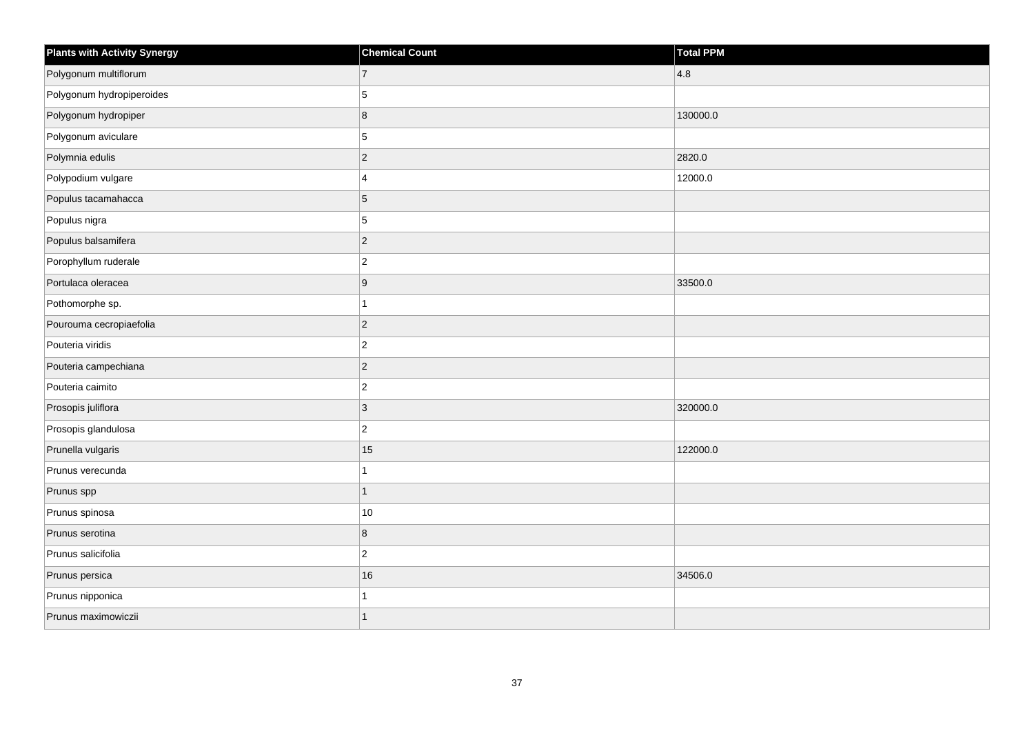| Plants with Activity Synergy | Chemical Count | Total PPM |
| --- | --- | --- |
| Polygonum multiflorum | 7 | 4.8 |
| Polygonum hydropiperoides | 5 | |
| Polygonum hydropiper | 8 | 130000.0 |
| Polygonum aviculare | 5 | |
| Polymnia edulis | 2 | 2820.0 |
| Polypodium vulgare | 4 | 12000.0 |
| Populus tacamahacca | 5 | |
| Populus nigra | 5 | |
| Populus balsamifera | 2 | |
| Porophyllum ruderale | 2 | |
| Portulaca oleracea | 9 | 33500.0 |
| Pothomorphe sp. | 1 | |
| Pourouma cecropiaefolia | 2 | |
| Pouteria viridis | 2 | |
| Pouteria campechiana | 2 | |
| Pouteria caimito | 2 | |
| Prosopis juliflora | 3 | 320000.0 |
| Prosopis glandulosa | 2 | |
| Prunella vulgaris | 15 | 122000.0 |
| Prunus verecunda | 1 | |
| Prunus spp | 1 | |
| Prunus spinosa | 10 | |
| Prunus serotina | 8 | |
| Prunus salicifolia | 2 | |
| Prunus persica | 16 | 34506.0 |
| Prunus nipponica | 1 | |
| Prunus maximowiczii | 1 | |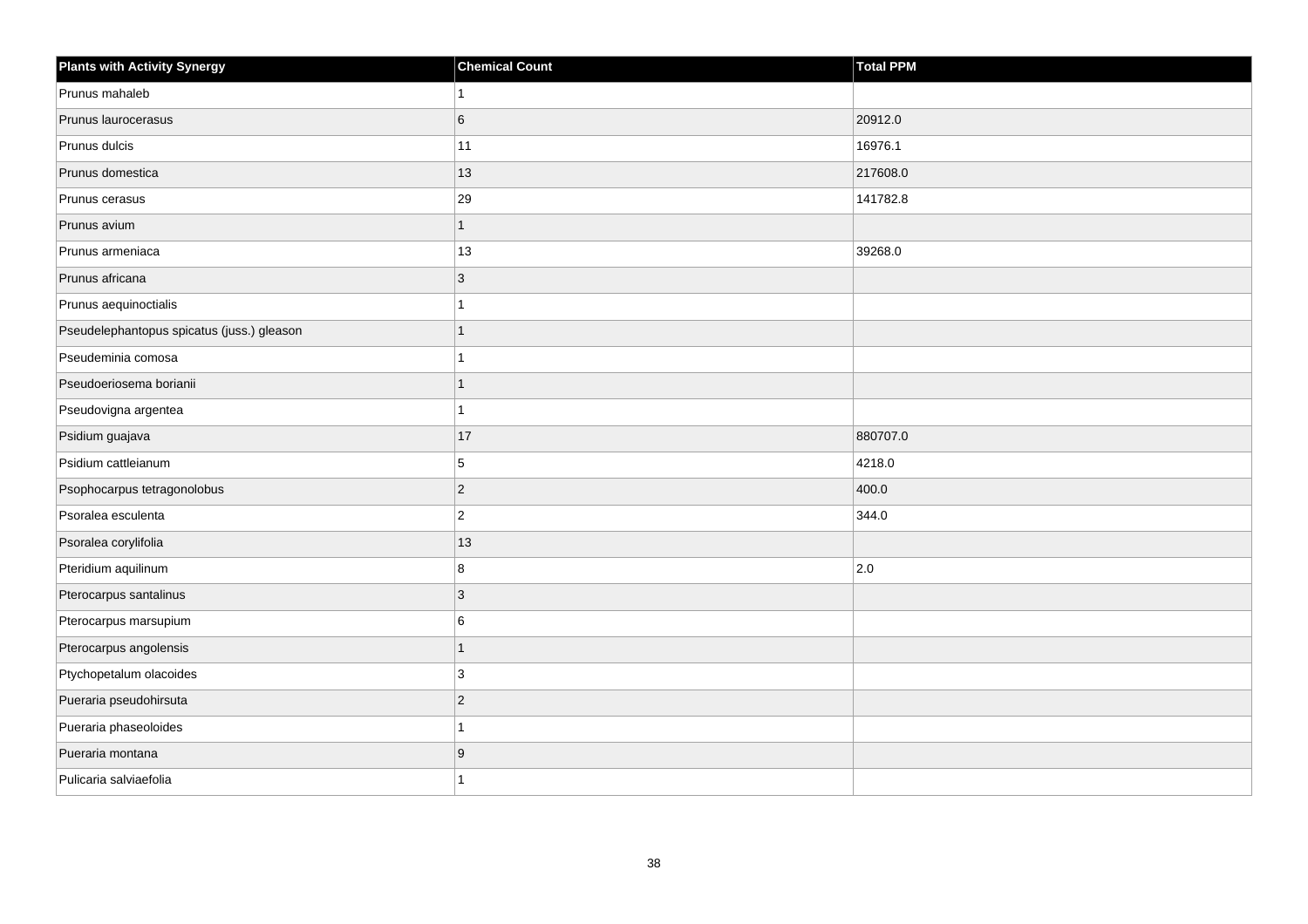| Plants with Activity Synergy | Chemical Count | Total PPM |
|---|---|---|
| Prunus mahaleb | 1 | |
| Prunus laurocerasus | 6 | 20912.0 |
| Prunus dulcis | 11 | 16976.1 |
| Prunus domestica | 13 | 217608.0 |
| Prunus cerasus | 29 | 141782.8 |
| Prunus avium | 1 | |
| Prunus armeniaca | 13 | 39268.0 |
| Prunus africana | 3 | |
| Prunus aequinoctialis | 1 | |
| Pseudelephantopus spicatus (juss.) gleason | 1 | |
| Pseudeminia comosa | 1 | |
| Pseudoeriosema borianii | 1 | |
| Pseudovigna argentea | 1 | |
| Psidium guajava | 17 | 880707.0 |
| Psidium cattleianum | 5 | 4218.0 |
| Psophocarpus tetragonolobus | 2 | 400.0 |
| Psoralea esculenta | 2 | 344.0 |
| Psoralea corylifolia | 13 | |
| Pteridium aquilinum | 8 | 2.0 |
| Pterocarpus santalinus | 3 | |
| Pterocarpus marsupium | 6 | |
| Pterocarpus angolensis | 1 | |
| Ptychopetalum olacoides | 3 | |
| Pueraria pseudohirsuta | 2 | |
| Pueraria phaseoloides | 1 | |
| Pueraria montana | 9 | |
| Pulicaria salviaefolia | 1 | |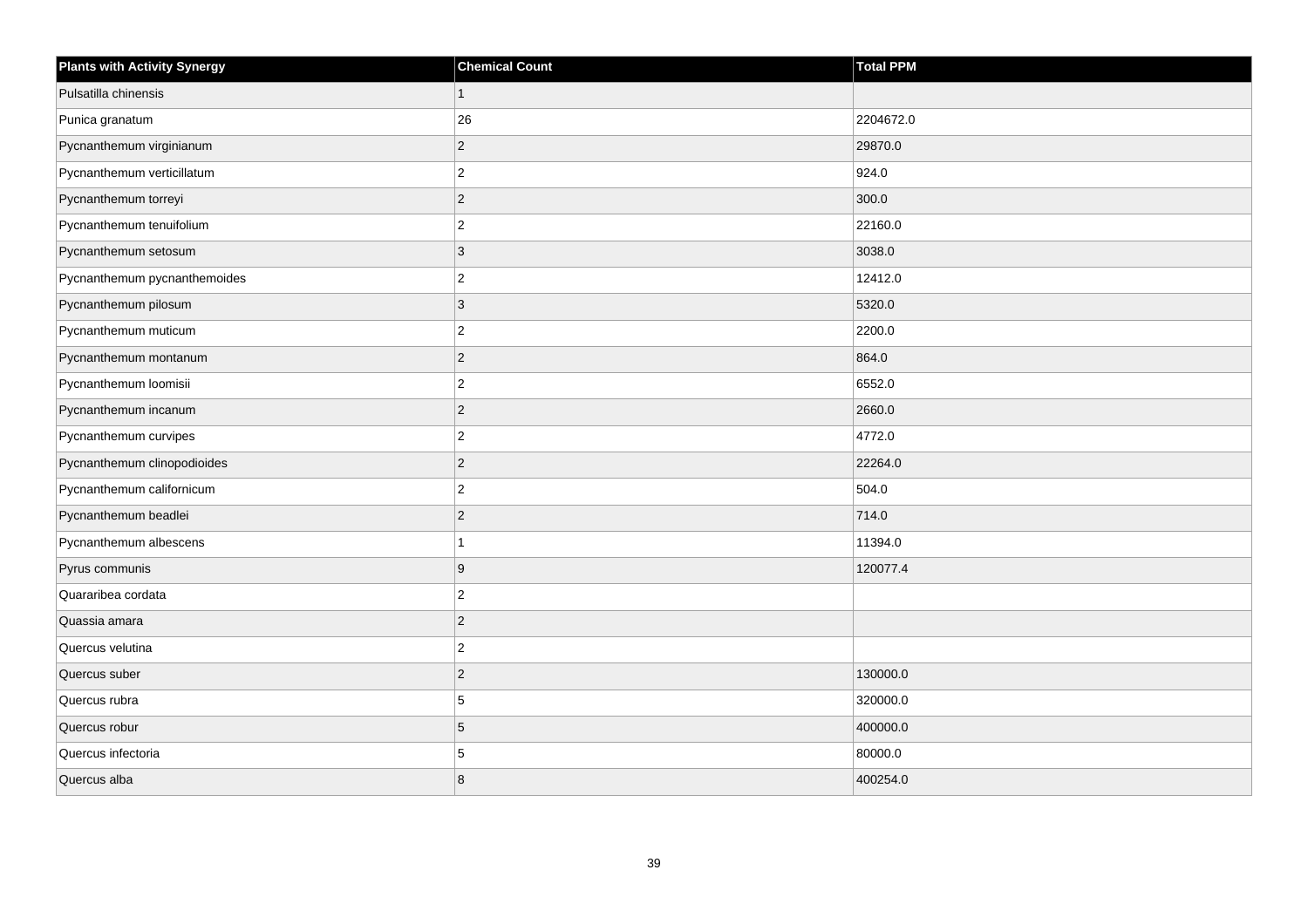| Plants with Activity Synergy | Chemical Count | Total PPM |
| --- | --- | --- |
| Pulsatilla chinensis | 1 | |
| Punica granatum | 26 | 2204672.0 |
| Pycnanthemum virginianum | 2 | 29870.0 |
| Pycnanthemum verticillatum | 2 | 924.0 |
| Pycnanthemum torreyi | 2 | 300.0 |
| Pycnanthemum tenuifolium | 2 | 22160.0 |
| Pycnanthemum setosum | 3 | 3038.0 |
| Pycnanthemum pycnanthemoides | 2 | 12412.0 |
| Pycnanthemum pilosum | 3 | 5320.0 |
| Pycnanthemum muticum | 2 | 2200.0 |
| Pycnanthemum montanum | 2 | 864.0 |
| Pycnanthemum loomisii | 2 | 6552.0 |
| Pycnanthemum incanum | 2 | 2660.0 |
| Pycnanthemum curvipes | 2 | 4772.0 |
| Pycnanthemum clinopodioides | 2 | 22264.0 |
| Pycnanthemum californicum | 2 | 504.0 |
| Pycnanthemum beadlei | 2 | 714.0 |
| Pycnanthemum albescens | 1 | 11394.0 |
| Pyrus communis | 9 | 120077.4 |
| Quararibea cordata | 2 | |
| Quassia amara | 2 | |
| Quercus velutina | 2 | |
| Quercus suber | 2 | 130000.0 |
| Quercus rubra | 5 | 320000.0 |
| Quercus robur | 5 | 400000.0 |
| Quercus infectoria | 5 | 80000.0 |
| Quercus alba | 8 | 400254.0 |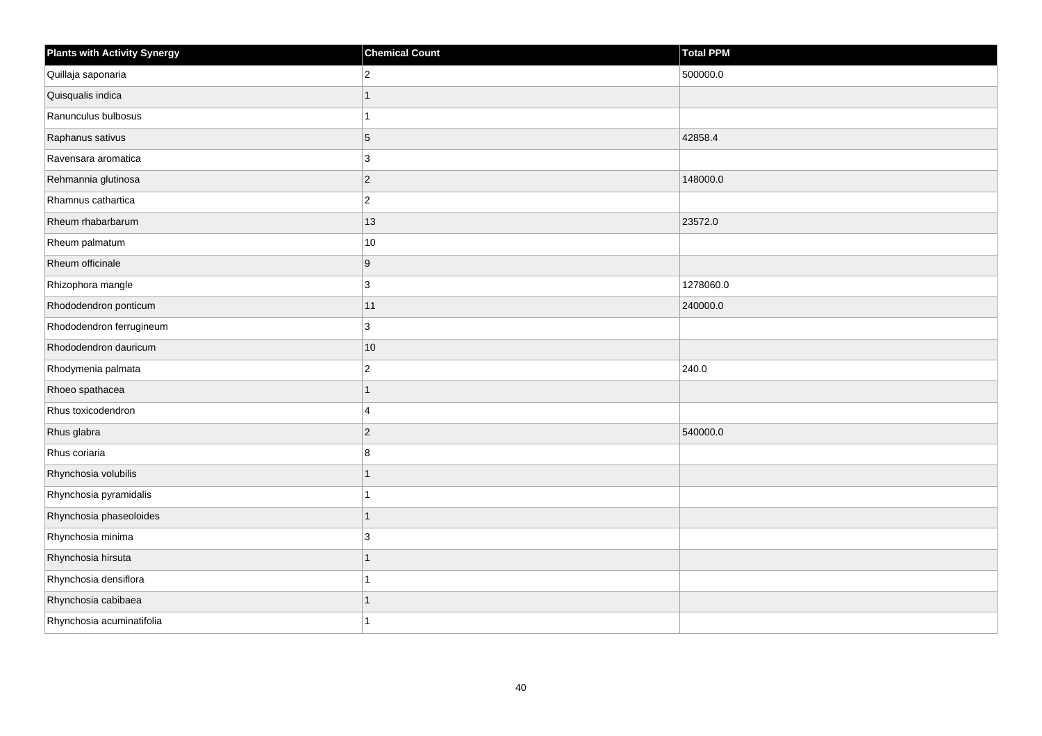| Plants with Activity Synergy | Chemical Count | Total PPM |
| --- | --- | --- |
| Quillaja saponaria | 2 | 500000.0 |
| Quisqualis indica | 1 | |
| Ranunculus bulbosus | 1 | |
| Raphanus sativus | 5 | 42858.4 |
| Ravensara aromatica | 3 | |
| Rehmannia glutinosa | 2 | 148000.0 |
| Rhamnus cathartica | 2 | |
| Rheum rhabarbarum | 13 | 23572.0 |
| Rheum palmatum | 10 | |
| Rheum officinale | 9 | |
| Rhizophora mangle | 3 | 1278060.0 |
| Rhododendron ponticum | 11 | 240000.0 |
| Rhododendron ferrugineum | 3 | |
| Rhododendron dauricum | 10 | |
| Rhodymenia palmata | 2 | 240.0 |
| Rhoeo spathacea | 1 | |
| Rhus toxicodendron | 4 | |
| Rhus glabra | 2 | 540000.0 |
| Rhus coriaria | 8 | |
| Rhynchosia volubilis | 1 | |
| Rhynchosia pyramidalis | 1 | |
| Rhynchosia phaseoloides | 1 | |
| Rhynchosia minima | 3 | |
| Rhynchosia hirsuta | 1 | |
| Rhynchosia densiflora | 1 | |
| Rhynchosia cabibaea | 1 | |
| Rhynchosia acuminatifolia | 1 | |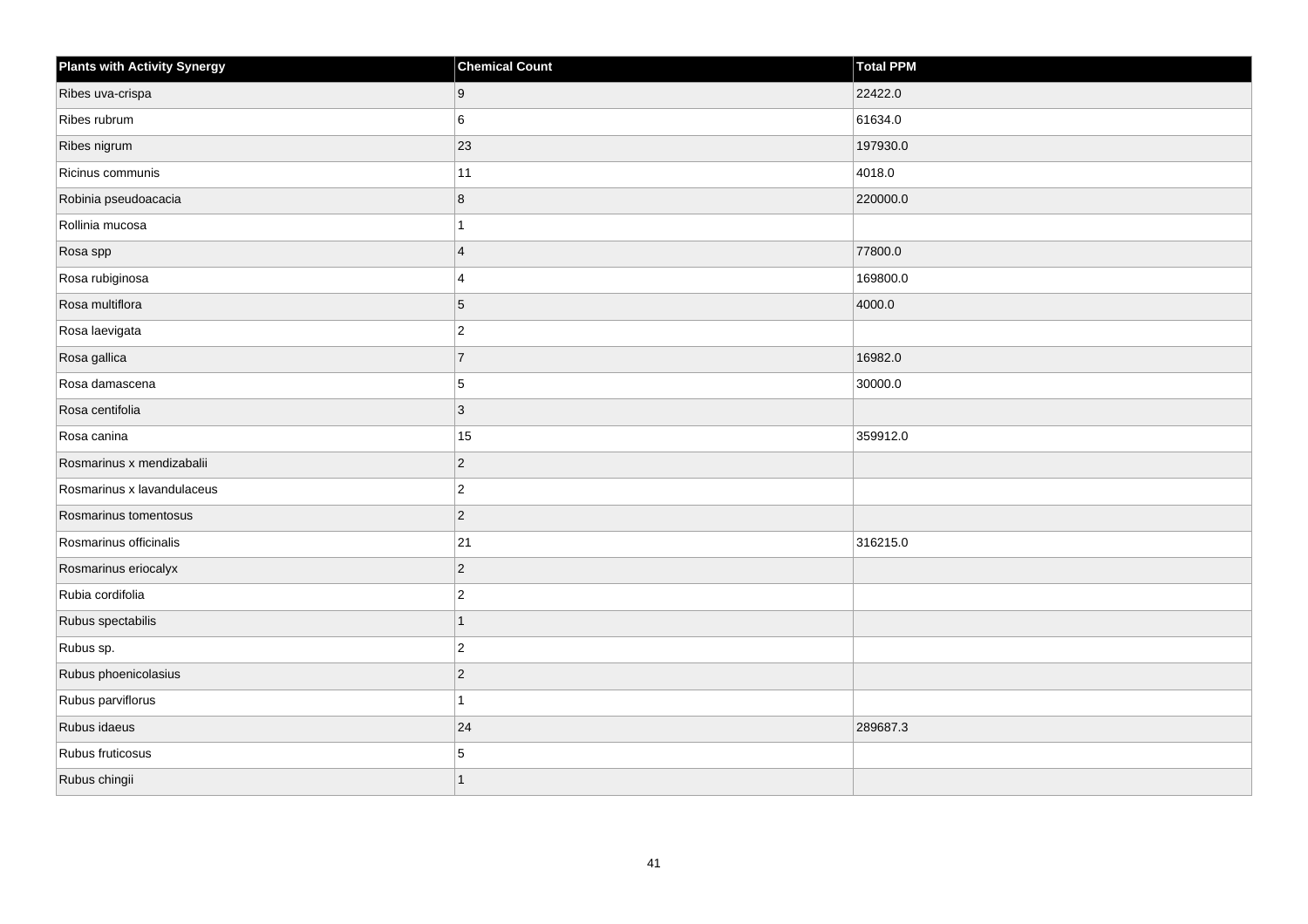| Plants with Activity Synergy | Chemical Count | Total PPM |
| --- | --- | --- |
| Ribes uva-crispa | 9 | 22422.0 |
| Ribes rubrum | 6 | 61634.0 |
| Ribes nigrum | 23 | 197930.0 |
| Ricinus communis | 11 | 4018.0 |
| Robinia pseudoacacia | 8 | 220000.0 |
| Rollinia mucosa | 1 | |
| Rosa spp | 4 | 77800.0 |
| Rosa rubiginosa | 4 | 169800.0 |
| Rosa multiflora | 5 | 4000.0 |
| Rosa laevigata | 2 | |
| Rosa gallica | 7 | 16982.0 |
| Rosa damascena | 5 | 30000.0 |
| Rosa centifolia | 3 | |
| Rosa canina | 15 | 359912.0 |
| Rosmarinus x mendizabalii | 2 | |
| Rosmarinus x lavandulaceus | 2 | |
| Rosmarinus tomentosus | 2 | |
| Rosmarinus officinalis | 21 | 316215.0 |
| Rosmarinus eriocalyx | 2 | |
| Rubia cordifolia | 2 | |
| Rubus spectabilis | 1 | |
| Rubus sp. | 2 | |
| Rubus phoenicolasius | 2 | |
| Rubus parviflorus | 1 | |
| Rubus idaeus | 24 | 289687.3 |
| Rubus fruticosus | 5 | |
| Rubus chingii | 1 | |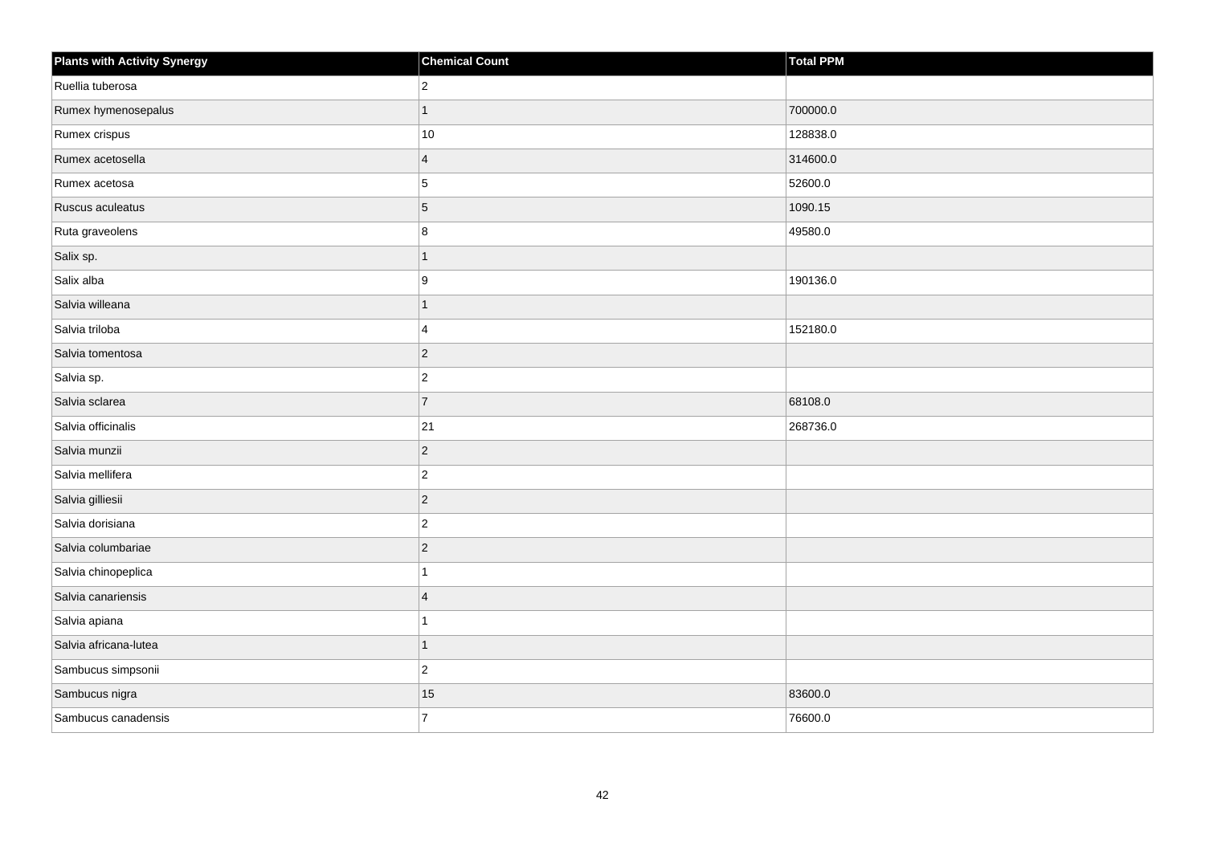| Plants with Activity Synergy | Chemical Count | Total PPM |
| --- | --- | --- |
| Ruellia tuberosa | 2 | |
| Rumex hymenosepalus | 1 | 700000.0 |
| Rumex crispus | 10 | 128838.0 |
| Rumex acetosella | 4 | 314600.0 |
| Rumex acetosa | 5 | 52600.0 |
| Ruscus aculeatus | 5 | 1090.15 |
| Ruta graveolens | 8 | 49580.0 |
| Salix sp. | 1 | |
| Salix alba | 9 | 190136.0 |
| Salvia willeana | 1 | |
| Salvia triloba | 4 | 152180.0 |
| Salvia tomentosa | 2 | |
| Salvia sp. | 2 | |
| Salvia sclarea | 7 | 68108.0 |
| Salvia officinalis | 21 | 268736.0 |
| Salvia munzii | 2 | |
| Salvia mellifera | 2 | |
| Salvia gilliesii | 2 | |
| Salvia dorisiana | 2 | |
| Salvia columbariae | 2 | |
| Salvia chinopeplica | 1 | |
| Salvia canariensis | 4 | |
| Salvia apiana | 1 | |
| Salvia africana-lutea | 1 | |
| Sambucus simpsonii | 2 | |
| Sambucus nigra | 15 | 83600.0 |
| Sambucus canadensis | 7 | 76600.0 |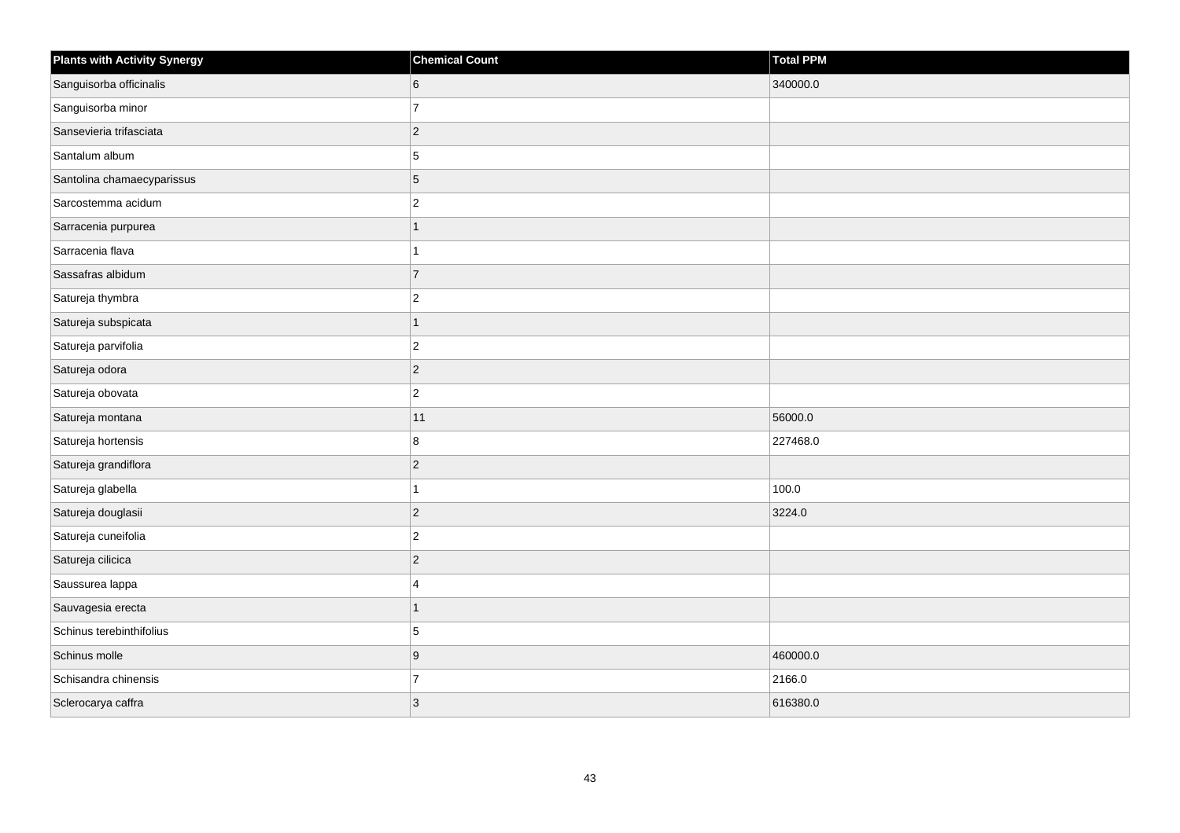| Plants with Activity Synergy | Chemical Count | Total PPM |
| --- | --- | --- |
| Sanguisorba officinalis | 6 | 340000.0 |
| Sanguisorba minor | 7 | |
| Sansevieria trifasciata | 2 | |
| Santalum album | 5 | |
| Santolina chamaecyparissus | 5 | |
| Sarcostemma acidum | 2 | |
| Sarracenia purpurea | 1 | |
| Sarracenia flava | 1 | |
| Sassafras albidum | 7 | |
| Satureja thymbra | 2 | |
| Satureja subspicata | 1 | |
| Satureja parvifolia | 2 | |
| Satureja odora | 2 | |
| Satureja obovata | 2 | |
| Satureja montana | 11 | 56000.0 |
| Satureja hortensis | 8 | 227468.0 |
| Satureja grandiflora | 2 | |
| Satureja glabella | 1 | 100.0 |
| Satureja douglasii | 2 | 3224.0 |
| Satureja cuneifolia | 2 | |
| Satureja cilicica | 2 | |
| Saussurea lappa | 4 | |
| Sauvagesia erecta | 1 | |
| Schinus terebinthifolius | 5 | |
| Schinus molle | 9 | 460000.0 |
| Schisandra chinensis | 7 | 2166.0 |
| Sclerocarya caffra | 3 | 616380.0 |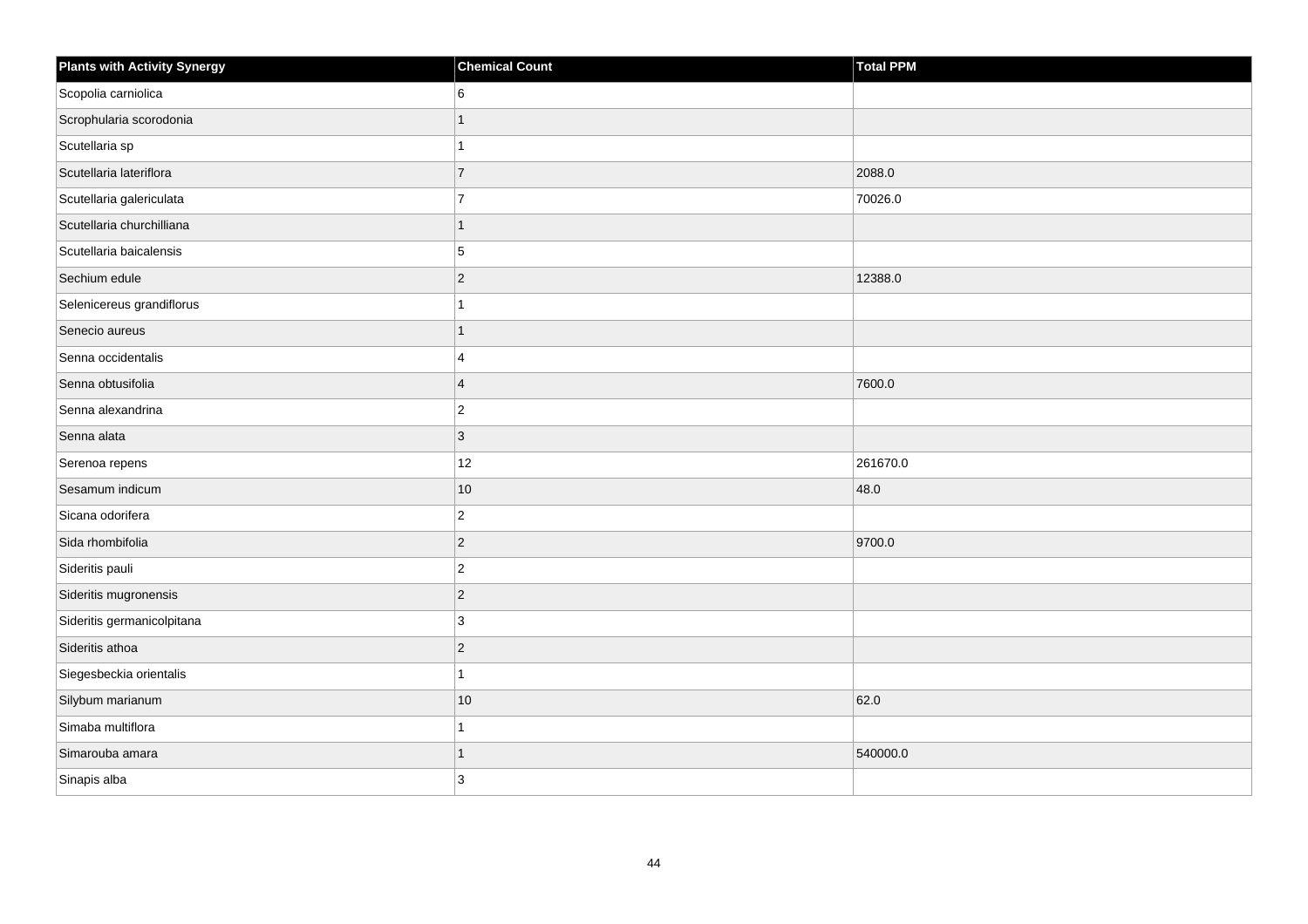| Plants with Activity Synergy | Chemical Count | Total PPM |
| --- | --- | --- |
| Scopolia carniolica | 6 | |
| Scrophularia scorodonia | 1 | |
| Scutellaria sp | 1 | |
| Scutellaria lateriflora | 7 | 2088.0 |
| Scutellaria galericulata | 7 | 70026.0 |
| Scutellaria churchilliana | 1 | |
| Scutellaria baicalensis | 5 | |
| Sechium edule | 2 | 12388.0 |
| Selenicereus grandiflorus | 1 | |
| Senecio aureus | 1 | |
| Senna occidentalis | 4 | |
| Senna obtusifolia | 4 | 7600.0 |
| Senna alexandrina | 2 | |
| Senna alata | 3 | |
| Serenoa repens | 12 | 261670.0 |
| Sesamum indicum | 10 | 48.0 |
| Sicana odorifera | 2 | |
| Sida rhombifolia | 2 | 9700.0 |
| Sideritis pauli | 2 | |
| Sideritis mugronensis | 2 | |
| Sideritis germanicolpitana | 3 | |
| Sideritis athoa | 2 | |
| Siegesbeckia orientalis | 1 | |
| Silybum marianum | 10 | 62.0 |
| Simaba multiflora | 1 | |
| Simarouba amara | 1 | 540000.0 |
| Sinapis alba | 3 | |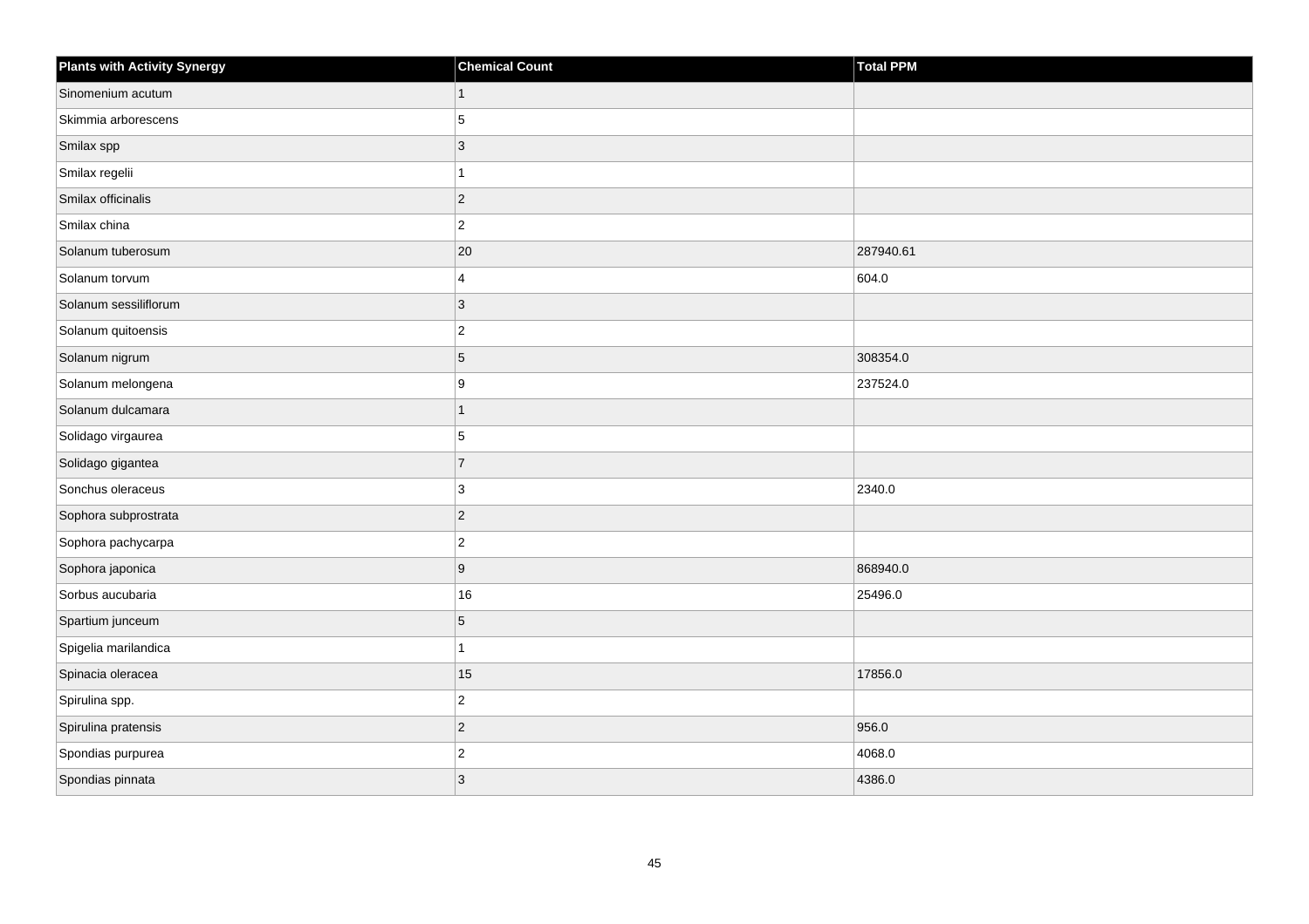| Plants with Activity Synergy | Chemical Count | Total PPM |
| --- | --- | --- |
| Sinomenium acutum | 1 | |
| Skimmia arborescens | 5 | |
| Smilax spp | 3 | |
| Smilax regelii | 1 | |
| Smilax officinalis | 2 | |
| Smilax china | 2 | |
| Solanum tuberosum | 20 | 287940.61 |
| Solanum torvum | 4 | 604.0 |
| Solanum sessiliflorum | 3 | |
| Solanum quitoensis | 2 | |
| Solanum nigrum | 5 | 308354.0 |
| Solanum melongena | 9 | 237524.0 |
| Solanum dulcamara | 1 | |
| Solidago virgaurea | 5 | |
| Solidago gigantea | 7 | |
| Sonchus oleraceus | 3 | 2340.0 |
| Sophora subprostrata | 2 | |
| Sophora pachycarpa | 2 | |
| Sophora japonica | 9 | 868940.0 |
| Sorbus aucubaria | 16 | 25496.0 |
| Spartium junceum | 5 | |
| Spigelia marilandica | 1 | |
| Spinacia oleracea | 15 | 17856.0 |
| Spirulina spp. | 2 | |
| Spirulina pratensis | 2 | 956.0 |
| Spondias purpurea | 2 | 4068.0 |
| Spondias pinnata | 3 | 4386.0 |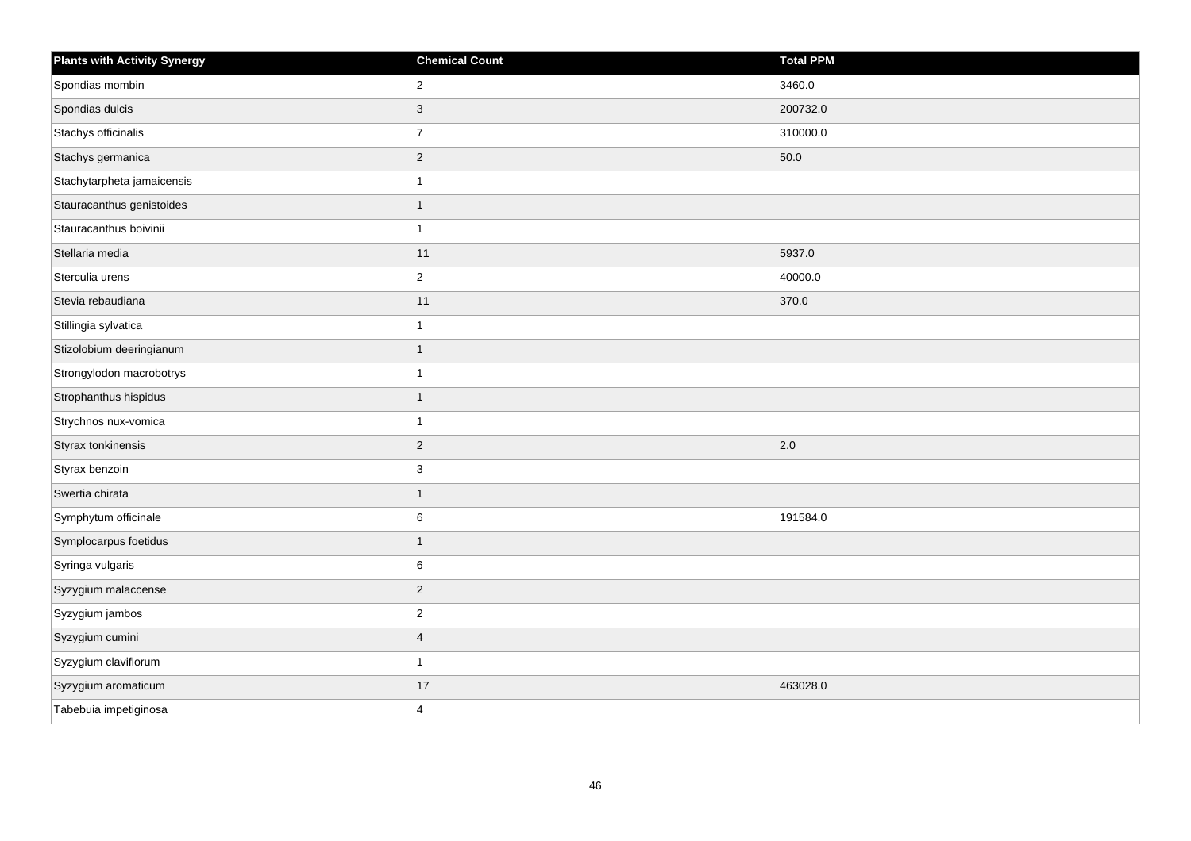| Plants with Activity Synergy | Chemical Count | Total PPM |
| --- | --- | --- |
| Spondias mombin | 2 | 3460.0 |
| Spondias dulcis | 3 | 200732.0 |
| Stachys officinalis | 7 | 310000.0 |
| Stachys germanica | 2 | 50.0 |
| Stachytarpheta jamaicensis | 1 | |
| Stauracanthus genistoides | 1 | |
| Stauracanthus boivinii | 1 | |
| Stellaria media | 11 | 5937.0 |
| Sterculia urens | 2 | 40000.0 |
| Stevia rebaudiana | 11 | 370.0 |
| Stillingia sylvatica | 1 | |
| Stizolobium deeringianum | 1 | |
| Strongylodon macrobotrys | 1 | |
| Strophanthus hispidus | 1 | |
| Strychnos nux-vomica | 1 | |
| Styrax tonkinensis | 2 | 2.0 |
| Styrax benzoin | 3 | |
| Swertia chirata | 1 | |
| Symphytum officinale | 6 | 191584.0 |
| Symplocarpus foetidus | 1 | |
| Syringa vulgaris | 6 | |
| Syzygium malaccense | 2 | |
| Syzygium jambos | 2 | |
| Syzygium cumini | 4 | |
| Syzygium claviflorum | 1 | |
| Syzygium aromaticum | 17 | 463028.0 |
| Tabebuia impetiginosa | 4 | |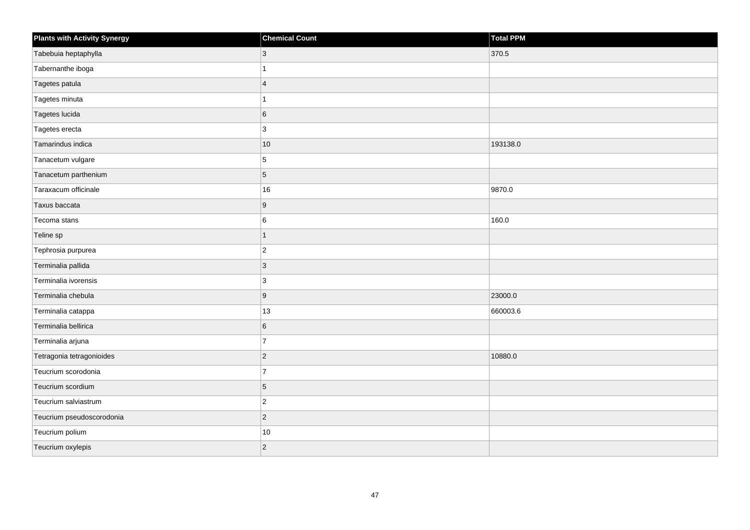| Plants with Activity Synergy | Chemical Count | Total PPM |
| --- | --- | --- |
| Tabebuia heptaphylla | 3 | 370.5 |
| Tabernanthe iboga | 1 | |
| Tagetes patula | 4 | |
| Tagetes minuta | 1 | |
| Tagetes lucida | 6 | |
| Tagetes erecta | 3 | |
| Tamarindus indica | 10 | 193138.0 |
| Tanacetum vulgare | 5 | |
| Tanacetum parthenium | 5 | |
| Taraxacum officinale | 16 | 9870.0 |
| Taxus baccata | 9 | |
| Tecoma stans | 6 | 160.0 |
| Teline sp | 1 | |
| Tephrosia purpurea | 2 | |
| Terminalia pallida | 3 | |
| Terminalia ivorensis | 3 | |
| Terminalia chebula | 9 | 23000.0 |
| Terminalia catappa | 13 | 660003.6 |
| Terminalia bellirica | 6 | |
| Terminalia arjuna | 7 | |
| Tetragonia tetragonioides | 2 | 10880.0 |
| Teucrium scorodonia | 7 | |
| Teucrium scordium | 5 | |
| Teucrium salviastrum | 2 | |
| Teucrium pseudoscorodonia | 2 | |
| Teucrium polium | 10 | |
| Teucrium oxylepis | 2 | |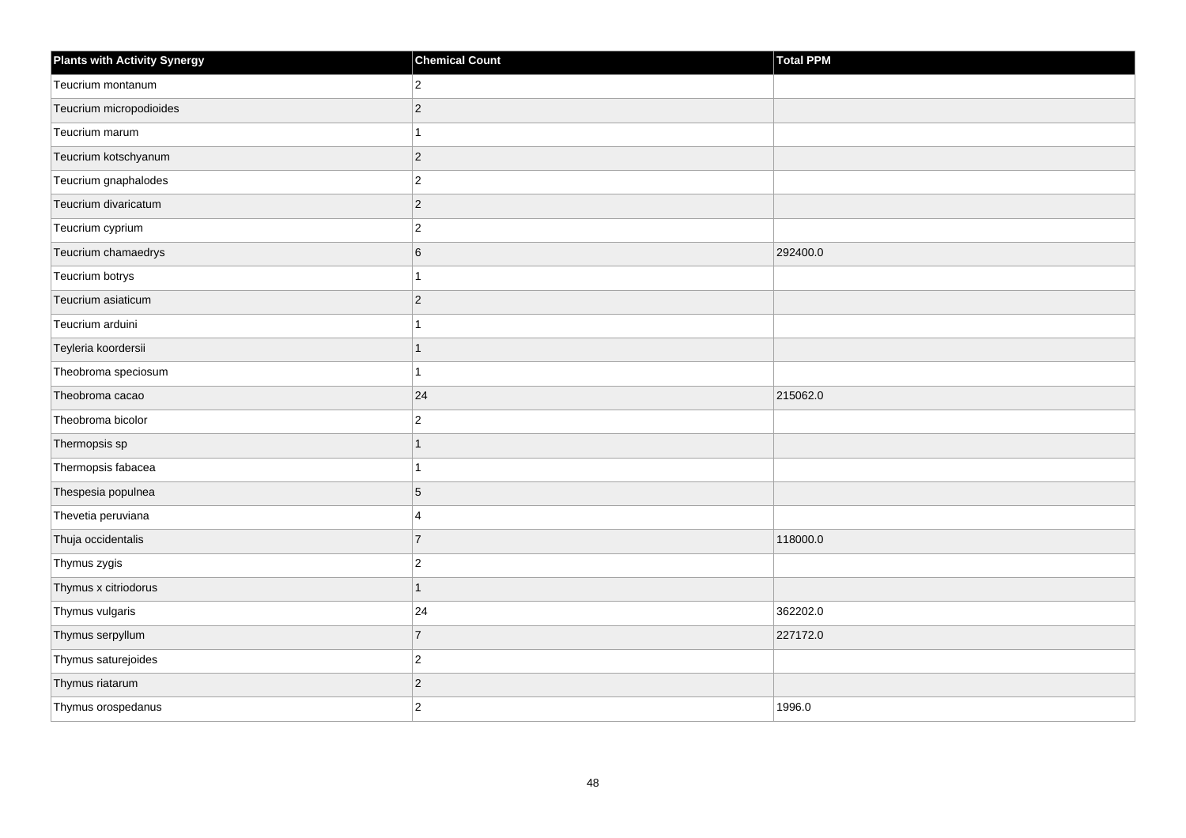| Plants with Activity Synergy | Chemical Count | Total PPM |
| --- | --- | --- |
| Teucrium montanum | 2 | |
| Teucrium micropodioides | 2 | |
| Teucrium marum | 1 | |
| Teucrium kotschyanum | 2 | |
| Teucrium gnaphalodes | 2 | |
| Teucrium divaricatum | 2 | |
| Teucrium cyprium | 2 | |
| Teucrium chamaedrys | 6 | 292400.0 |
| Teucrium botrys | 1 | |
| Teucrium asiaticum | 2 | |
| Teucrium arduini | 1 | |
| Teyleria koordersii | 1 | |
| Theobroma speciosum | 1 | |
| Theobroma cacao | 24 | 215062.0 |
| Theobroma bicolor | 2 | |
| Thermopsis sp | 1 | |
| Thermopsis fabacea | 1 | |
| Thespesia populnea | 5 | |
| Thevetia peruviana | 4 | |
| Thuja occidentalis | 7 | 118000.0 |
| Thymus zygis | 2 | |
| Thymus x citriodorus | 1 | |
| Thymus vulgaris | 24 | 362202.0 |
| Thymus serpyllum | 7 | 227172.0 |
| Thymus saturejoides | 2 | |
| Thymus riatarum | 2 | |
| Thymus orospedanus | 2 | 1996.0 |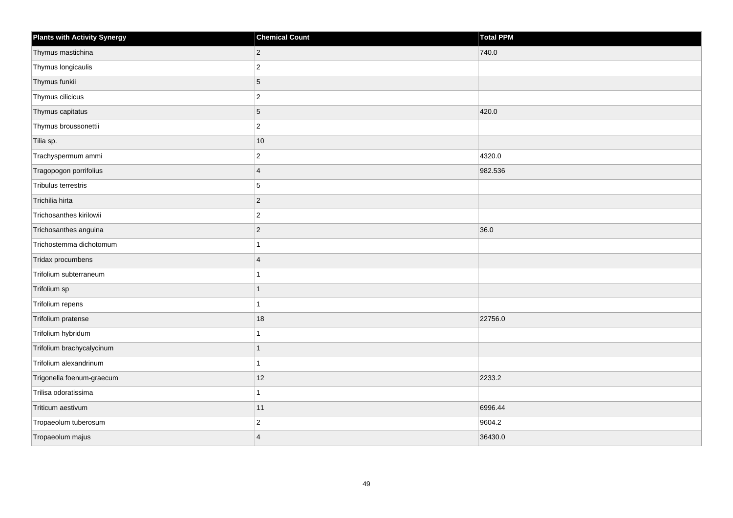| Plants with Activity Synergy | Chemical Count | Total PPM |
| --- | --- | --- |
| Thymus mastichina | 2 | 740.0 |
| Thymus longicaulis | 2 | |
| Thymus funkii | 5 | |
| Thymus cilicicus | 2 | |
| Thymus capitatus | 5 | 420.0 |
| Thymus broussonettii | 2 | |
| Tilia sp. | 10 | |
| Trachyspermum ammi | 2 | 4320.0 |
| Tragopogon porrifolius | 4 | 982.536 |
| Tribulus terrestris | 5 | |
| Trichilia hirta | 2 | |
| Trichosanthes kirilowii | 2 | |
| Trichosanthes anguina | 2 | 36.0 |
| Trichostemma dichotomum | 1 | |
| Tridax procumbens | 4 | |
| Trifolium subterraneum | 1 | |
| Trifolium sp | 1 | |
| Trifolium repens | 1 | |
| Trifolium pratense | 18 | 22756.0 |
| Trifolium hybridum | 1 | |
| Trifolium brachycalycinum | 1 | |
| Trifolium alexandrinum | 1 | |
| Trigonella foenum-graecum | 12 | 2233.2 |
| Trilisa odoratissima | 1 | |
| Triticum aestivum | 11 | 6996.44 |
| Tropaeolum tuberosum | 2 | 9604.2 |
| Tropaeolum majus | 4 | 36430.0 |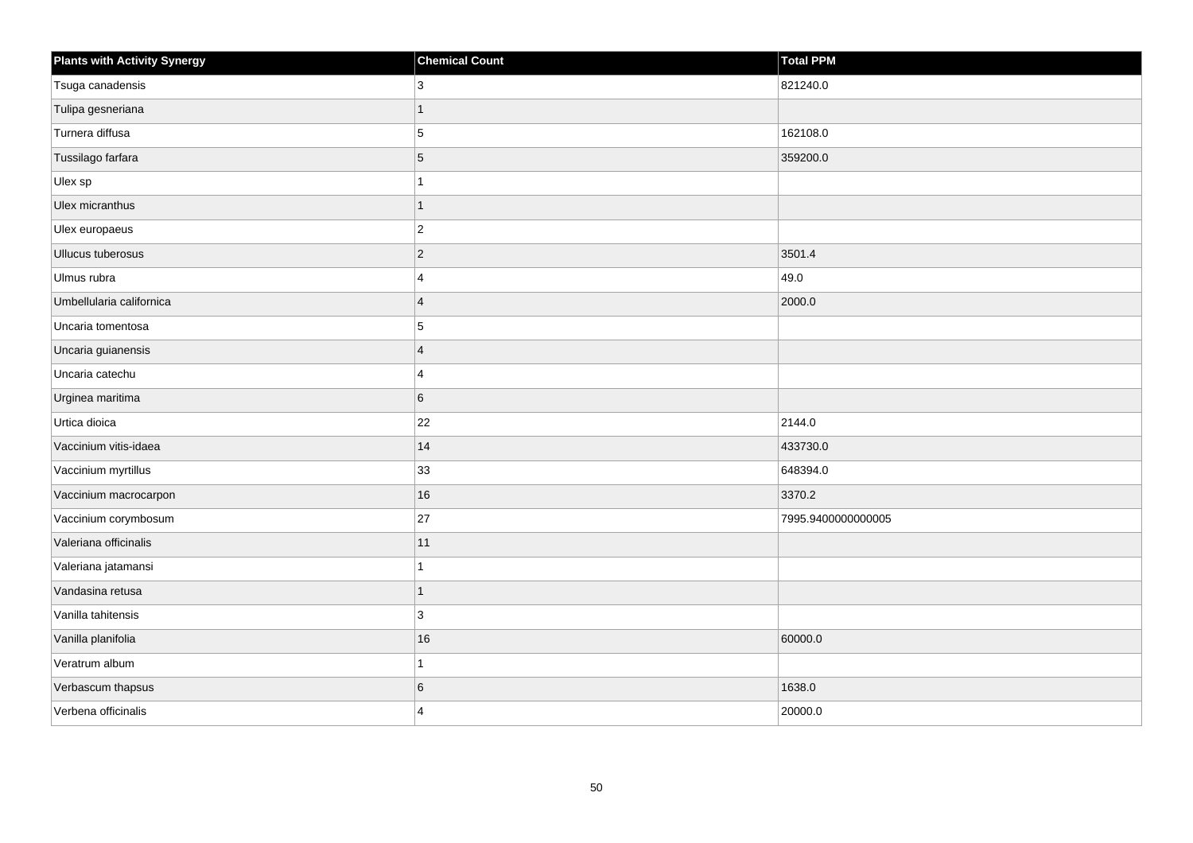| Plants with Activity Synergy | Chemical Count | Total PPM |
| --- | --- | --- |
| Tsuga canadensis | 3 | 821240.0 |
| Tulipa gesneriana | 1 | |
| Turnera diffusa | 5 | 162108.0 |
| Tussilago farfara | 5 | 359200.0 |
| Ulex sp | 1 | |
| Ulex micranthus | 1 | |
| Ulex europaeus | 2 | |
| Ullucus tuberosus | 2 | 3501.4 |
| Ulmus rubra | 4 | 49.0 |
| Umbellularia californica | 4 | 2000.0 |
| Uncaria tomentosa | 5 | |
| Uncaria guianensis | 4 | |
| Uncaria catechu | 4 | |
| Urginea maritima | 6 | |
| Urtica dioica | 22 | 2144.0 |
| Vaccinium vitis-idaea | 14 | 433730.0 |
| Vaccinium myrtillus | 33 | 648394.0 |
| Vaccinium macrocarpon | 16 | 3370.2 |
| Vaccinium corymbosum | 27 | 7995.9400000000005 |
| Valeriana officinalis | 11 | |
| Valeriana jatamansi | 1 | |
| Vandasina retusa | 1 | |
| Vanilla tahitensis | 3 | |
| Vanilla planifolia | 16 | 60000.0 |
| Veratrum album | 1 | |
| Verbascum thapsus | 6 | 1638.0 |
| Verbena officinalis | 4 | 20000.0 |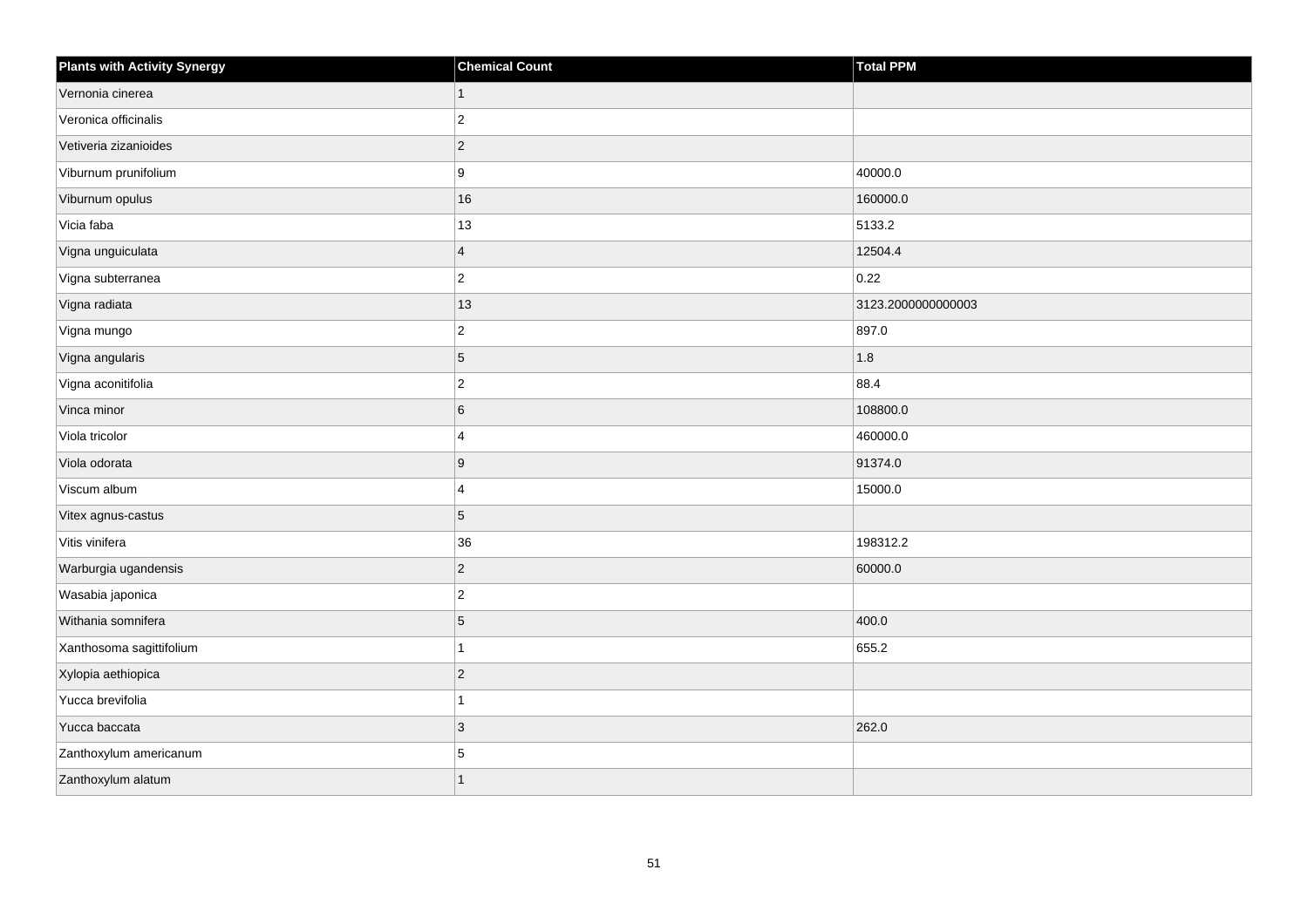| Plants with Activity Synergy | Chemical Count | Total PPM |
|---|---|---|
| Vernonia cinerea | 1 | |
| Veronica officinalis | 2 | |
| Vetiveria zizanioides | 2 | |
| Viburnum prunifolium | 9 | 40000.0 |
| Viburnum opulus | 16 | 160000.0 |
| Vicia faba | 13 | 5133.2 |
| Vigna unguiculata | 4 | 12504.4 |
| Vigna subterranea | 2 | 0.22 |
| Vigna radiata | 13 | 3123.2000000000003 |
| Vigna mungo | 2 | 897.0 |
| Vigna angularis | 5 | 1.8 |
| Vigna aconitifolia | 2 | 88.4 |
| Vinca minor | 6 | 108800.0 |
| Viola tricolor | 4 | 460000.0 |
| Viola odorata | 9 | 91374.0 |
| Viscum album | 4 | 15000.0 |
| Vitex agnus-castus | 5 | |
| Vitis vinifera | 36 | 198312.2 |
| Warburgia ugandensis | 2 | 60000.0 |
| Wasabia japonica | 2 | |
| Withania somnifera | 5 | 400.0 |
| Xanthosoma sagittifolium | 1 | 655.2 |
| Xylopia aethiopica | 2 | |
| Yucca brevifolia | 1 | |
| Yucca baccata | 3 | 262.0 |
| Zanthoxylum americanum | 5 | |
| Zanthoxylum alatum | 1 | |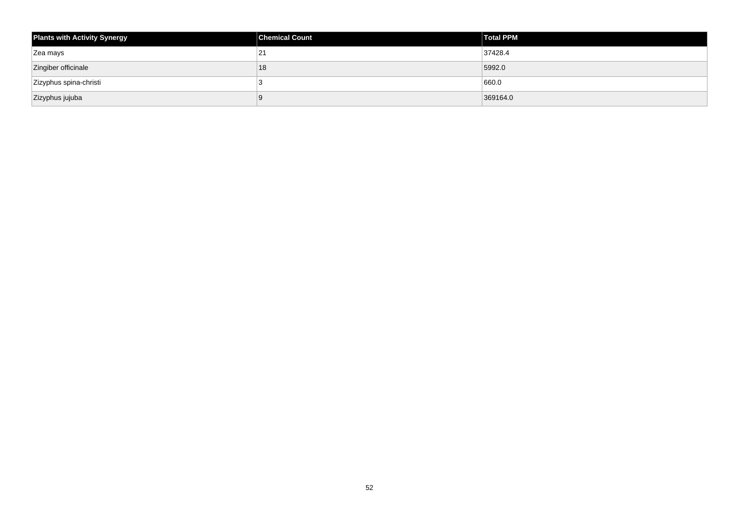| Plants with Activity Synergy | Chemical Count | Total PPM |
|---|---|---|
| Zea mays | 21 | 37428.4 |
| Zingiber officinale | 18 | 5992.0 |
| Zizyphus spina-christi | 3 | 660.0 |
| Zizyphus jujuba | 9 | 369164.0 |